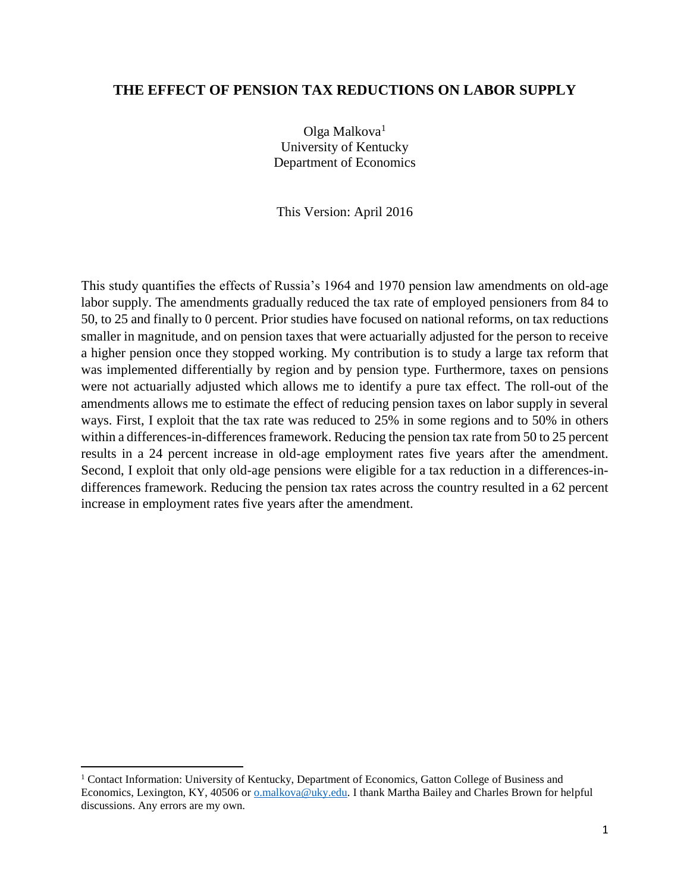# THE EFFECT OF PENSION TAX REDUCTIONS ON LABOR SUPPLY

Olga Malkova[1]
University of Kentucky
Department of Economics

This Version: April 2016

This study quantifies the effects of Russia's 1964 and 1970 pension law amendments on old-age labor supply. The amendments gradually reduced the tax rate of employed pensioners from 84 to 50, to 25 and finally to 0 percent. Prior studies have focused on national reforms, on tax reductions smaller in magnitude, and on pension taxes that were actuarially adjusted for the person to receive a higher pension once they stopped working. My contribution is to study a large tax reform that was implemented differentially by region and by pension type. Furthermore, taxes on pensions were not actuarially adjusted which allows me to identify a pure tax effect. The roll-out of the amendments allows me to estimate the effect of reducing pension taxes on labor supply in several ways. First, I exploit that the tax rate was reduced to 25% in some regions and to 50% in others within a differences-in-differences framework. Reducing the pension tax rate from 50 to 25 percent results in a 24 percent increase in old-age employment rates five years after the amendment. Second, I exploit that only old-age pensions were eligible for a tax reduction in a differences-in-differences framework. Reducing the pension tax rates across the country resulted in a 62 percent increase in employment rates five years after the amendment.

---

[1] Contact Information: University of Kentucky, Department of Economics, Gatton College of Business and Economics, Lexington, KY, 40506 or o.malkova@uky.edu. I thank Martha Bailey and Charles Brown for helpful discussions. Any errors are my own.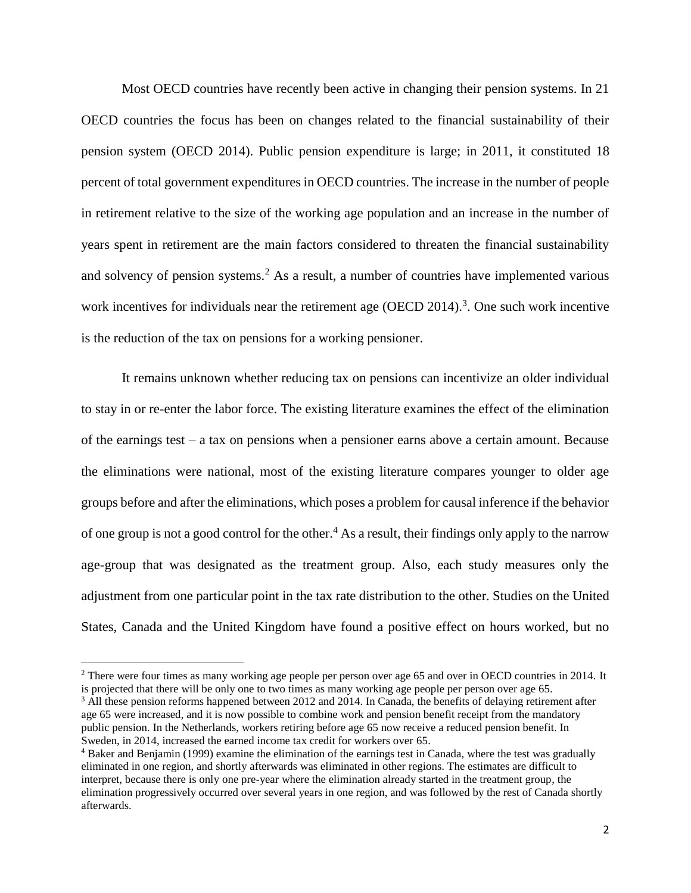Most OECD countries have recently been active in changing their pension systems. In 21 OECD countries the focus has been on changes related to the financial sustainability of their pension system (OECD 2014). Public pension expenditure is large; in 2011, it constituted 18 percent of total government expenditures in OECD countries. The increase in the number of people in retirement relative to the size of the working age population and an increase in the number of years spent in retirement are the main factors considered to threaten the financial sustainability and solvency of pension systems.[2] As a result, a number of countries have implemented various work incentives for individuals near the retirement age (OECD 2014).[3]. One such work incentive is the reduction of the tax on pensions for a working pensioner.

It remains unknown whether reducing tax on pensions can incentivize an older individual to stay in or re-enter the labor force. The existing literature examines the effect of the elimination of the earnings test – a tax on pensions when a pensioner earns above a certain amount. Because the eliminations were national, most of the existing literature compares younger to older age groups before and after the eliminations, which poses a problem for causal inference if the behavior of one group is not a good control for the other.[4] As a result, their findings only apply to the narrow age-group that was designated as the treatment group. Also, each study measures only the adjustment from one particular point in the tax rate distribution to the other. Studies on the United States, Canada and the United Kingdom have found a positive effect on hours worked, but no

---

[2] There were four times as many working age people per person over age 65 and over in OECD countries in 2014. It is projected that there will be only one to two times as many working age people per person over age 65.

[3] All these pension reforms happened between 2012 and 2014. In Canada, the benefits of delaying retirement after age 65 were increased, and it is now possible to combine work and pension benefit receipt from the mandatory public pension. In the Netherlands, workers retiring before age 65 now receive a reduced pension benefit. In Sweden, in 2014, increased the earned income tax credit for workers over 65.

[4] Baker and Benjamin (1999) examine the elimination of the earnings test in Canada, where the test was gradually eliminated in one region, and shortly afterwards was eliminated in other regions. The estimates are difficult to interpret, because there is only one pre-year where the elimination already started in the treatment group, the elimination progressively occurred over several years in one region, and was followed by the rest of Canada shortly afterwards.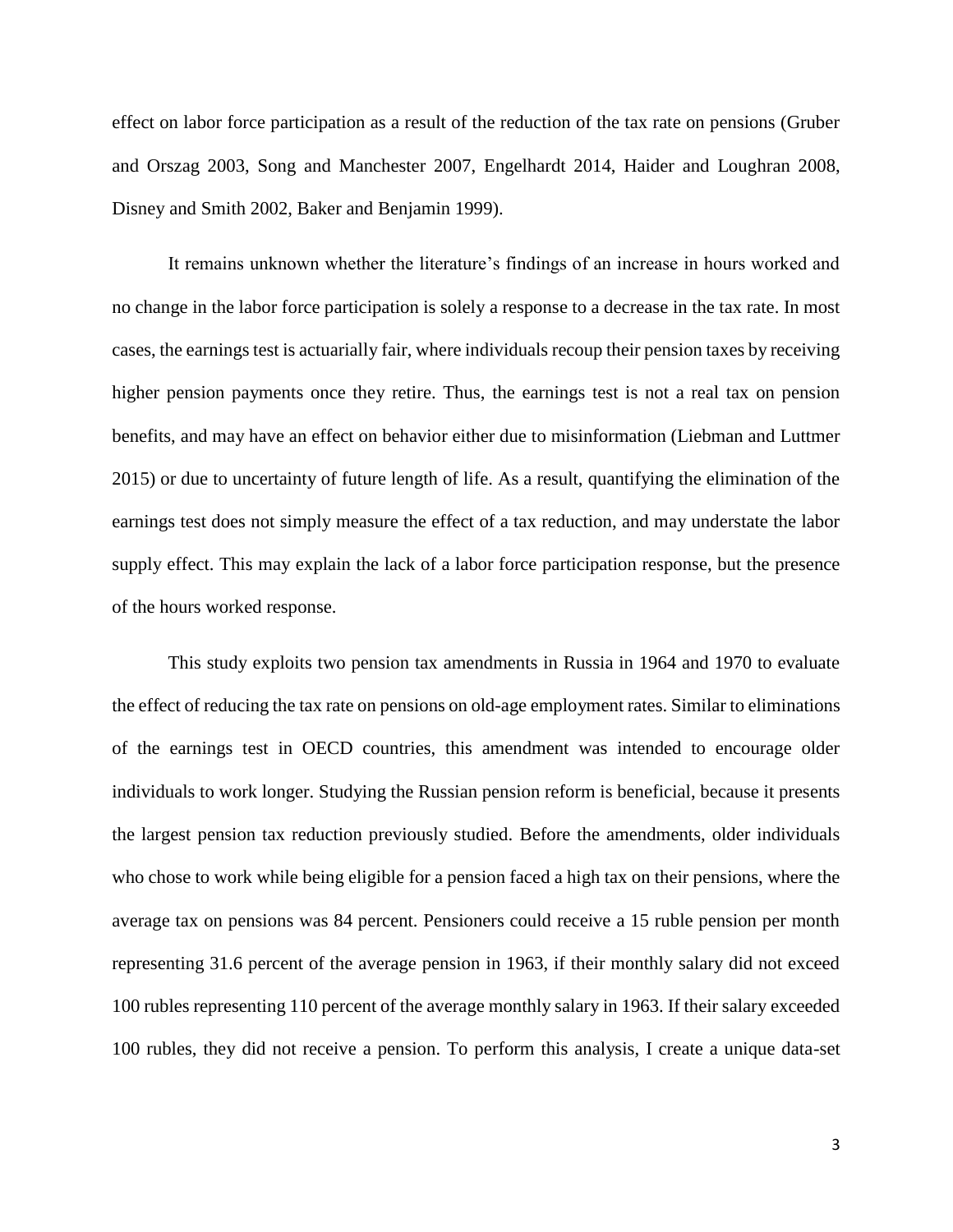effect on labor force participation as a result of the reduction of the tax rate on pensions (Gruber and Orszag 2003, Song and Manchester 2007, Engelhardt 2014, Haider and Loughran 2008, Disney and Smith 2002, Baker and Benjamin 1999).

It remains unknown whether the literature's findings of an increase in hours worked and no change in the labor force participation is solely a response to a decrease in the tax rate. In most cases, the earnings test is actuarially fair, where individuals recoup their pension taxes by receiving higher pension payments once they retire. Thus, the earnings test is not a real tax on pension benefits, and may have an effect on behavior either due to misinformation (Liebman and Luttmer 2015) or due to uncertainty of future length of life. As a result, quantifying the elimination of the earnings test does not simply measure the effect of a tax reduction, and may understate the labor supply effect. This may explain the lack of a labor force participation response, but the presence of the hours worked response.

This study exploits two pension tax amendments in Russia in 1964 and 1970 to evaluate the effect of reducing the tax rate on pensions on old-age employment rates. Similar to eliminations of the earnings test in OECD countries, this amendment was intended to encourage older individuals to work longer. Studying the Russian pension reform is beneficial, because it presents the largest pension tax reduction previously studied. Before the amendments, older individuals who chose to work while being eligible for a pension faced a high tax on their pensions, where the average tax on pensions was 84 percent. Pensioners could receive a 15 ruble pension per month representing 31.6 percent of the average pension in 1963, if their monthly salary did not exceed 100 rubles representing 110 percent of the average monthly salary in 1963. If their salary exceeded 100 rubles, they did not receive a pension. To perform this analysis, I create a unique data-set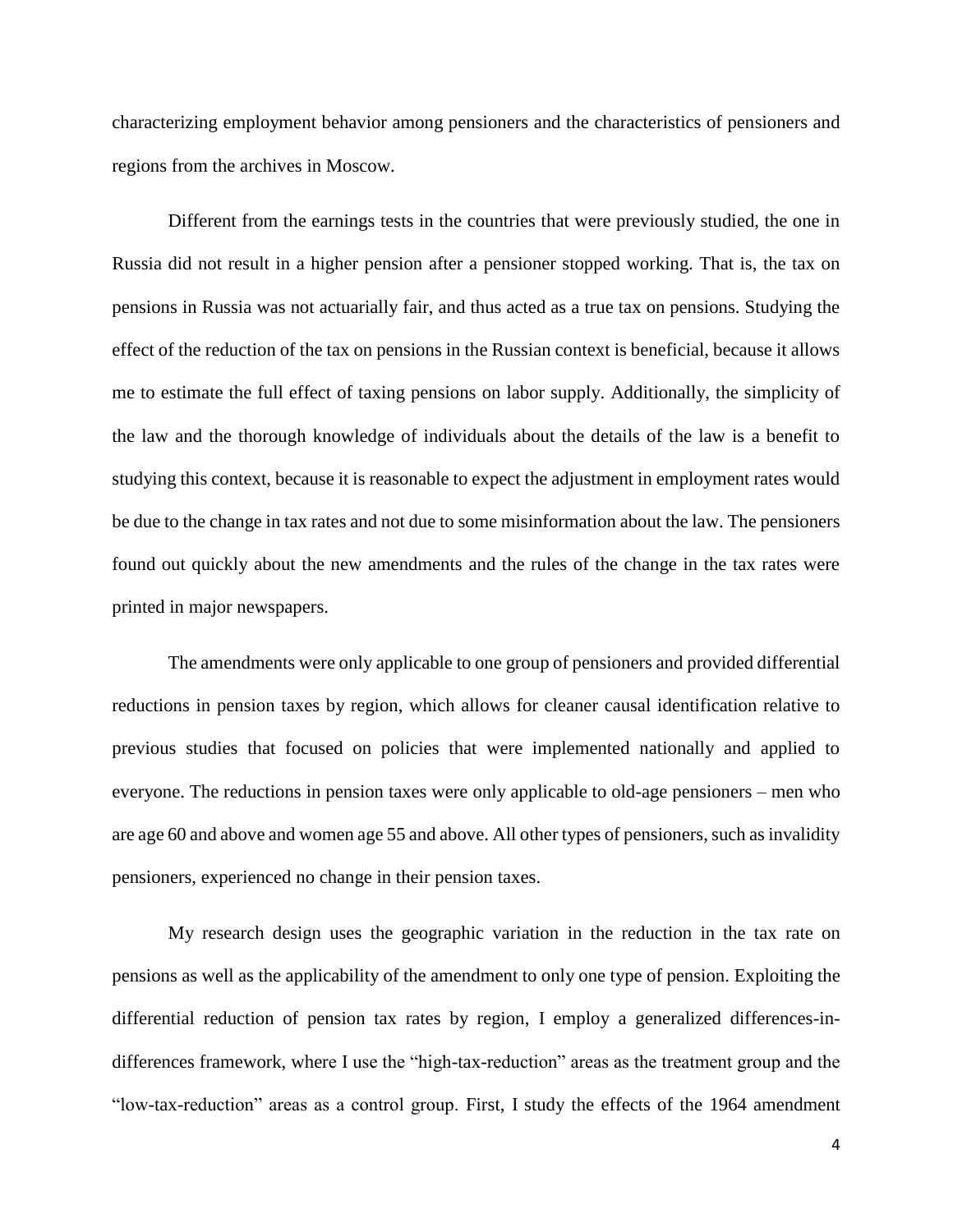characterizing employment behavior among pensioners and the characteristics of pensioners and regions from the archives in Moscow.

Different from the earnings tests in the countries that were previously studied, the one in Russia did not result in a higher pension after a pensioner stopped working. That is, the tax on pensions in Russia was not actuarially fair, and thus acted as a true tax on pensions. Studying the effect of the reduction of the tax on pensions in the Russian context is beneficial, because it allows me to estimate the full effect of taxing pensions on labor supply. Additionally, the simplicity of the law and the thorough knowledge of individuals about the details of the law is a benefit to studying this context, because it is reasonable to expect the adjustment in employment rates would be due to the change in tax rates and not due to some misinformation about the law. The pensioners found out quickly about the new amendments and the rules of the change in the tax rates were printed in major newspapers.

The amendments were only applicable to one group of pensioners and provided differential reductions in pension taxes by region, which allows for cleaner causal identification relative to previous studies that focused on policies that were implemented nationally and applied to everyone. The reductions in pension taxes were only applicable to old-age pensioners – men who are age 60 and above and women age 55 and above. All other types of pensioners, such as invalidity pensioners, experienced no change in their pension taxes.

My research design uses the geographic variation in the reduction in the tax rate on pensions as well as the applicability of the amendment to only one type of pension. Exploiting the differential reduction of pension tax rates by region, I employ a generalized differences-in-differences framework, where I use the "high-tax-reduction" areas as the treatment group and the "low-tax-reduction" areas as a control group. First, I study the effects of the 1964 amendment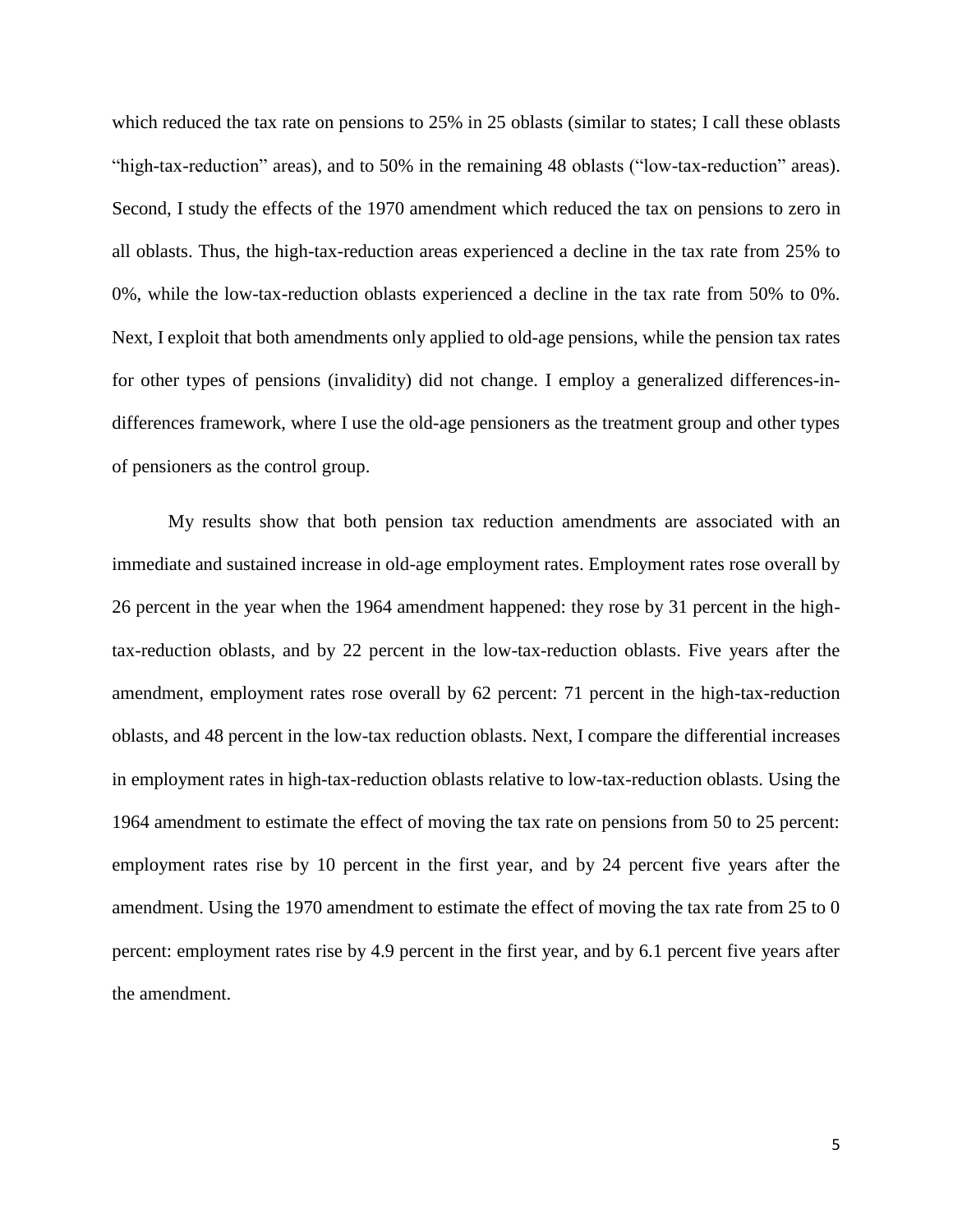which reduced the tax rate on pensions to 25% in 25 oblasts (similar to states; I call these oblasts "high-tax-reduction" areas), and to 50% in the remaining 48 oblasts ("low-tax-reduction" areas). Second, I study the effects of the 1970 amendment which reduced the tax on pensions to zero in all oblasts. Thus, the high-tax-reduction areas experienced a decline in the tax rate from 25% to 0%, while the low-tax-reduction oblasts experienced a decline in the tax rate from 50% to 0%. Next, I exploit that both amendments only applied to old-age pensions, while the pension tax rates for other types of pensions (invalidity) did not change. I employ a generalized differences-in-differences framework, where I use the old-age pensioners as the treatment group and other types of pensioners as the control group.

My results show that both pension tax reduction amendments are associated with an immediate and sustained increase in old-age employment rates. Employment rates rose overall by 26 percent in the year when the 1964 amendment happened: they rose by 31 percent in the high-tax-reduction oblasts, and by 22 percent in the low-tax-reduction oblasts. Five years after the amendment, employment rates rose overall by 62 percent: 71 percent in the high-tax-reduction oblasts, and 48 percent in the low-tax reduction oblasts. Next, I compare the differential increases in employment rates in high-tax-reduction oblasts relative to low-tax-reduction oblasts. Using the 1964 amendment to estimate the effect of moving the tax rate on pensions from 50 to 25 percent: employment rates rise by 10 percent in the first year, and by 24 percent five years after the amendment. Using the 1970 amendment to estimate the effect of moving the tax rate from 25 to 0 percent: employment rates rise by 4.9 percent in the first year, and by 6.1 percent five years after the amendment.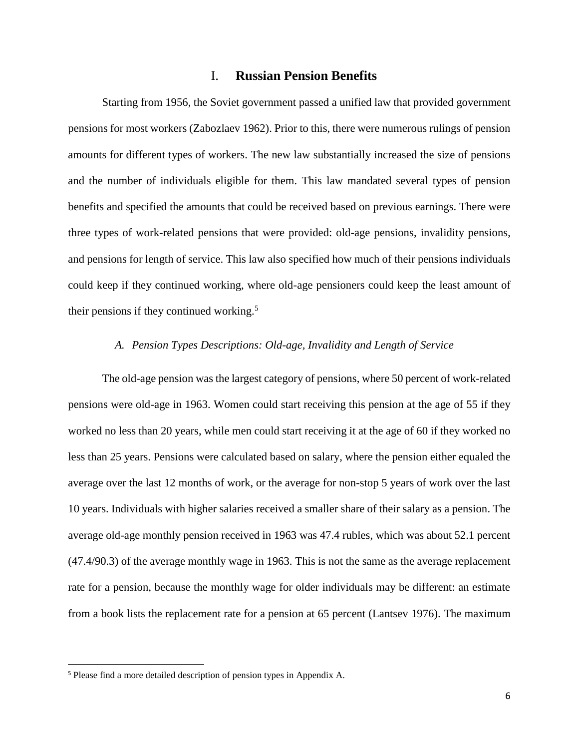# I. Russian Pension Benefits

Starting from 1956, the Soviet government passed a unified law that provided government pensions for most workers (Zabozlaev 1962). Prior to this, there were numerous rulings of pension amounts for different types of workers. The new law substantially increased the size of pensions and the number of individuals eligible for them. This law mandated several types of pension benefits and specified the amounts that could be received based on previous earnings. There were three types of work-related pensions that were provided: old-age pensions, invalidity pensions, and pensions for length of service. This law also specified how much of their pensions individuals could keep if they continued working, where old-age pensioners could keep the least amount of their pensions if they continued working.[5]

## *A. Pension Types Descriptions: Old-age, Invalidity and Length of Service*

The old-age pension was the largest category of pensions, where 50 percent of work-related pensions were old-age in 1963. Women could start receiving this pension at the age of 55 if they worked no less than 20 years, while men could start receiving it at the age of 60 if they worked no less than 25 years. Pensions were calculated based on salary, where the pension either equaled the average over the last 12 months of work, or the average for non-stop 5 years of work over the last 10 years. Individuals with higher salaries received a smaller share of their salary as a pension. The average old-age monthly pension received in 1963 was 47.4 rubles, which was about 52.1 percent (47.4/90.3) of the average monthly wage in 1963. This is not the same as the average replacement rate for a pension, because the monthly wage for older individuals may be different: an estimate from a book lists the replacement rate for a pension at 65 percent (Lantsev 1976). The maximum

[5] Please find a more detailed description of pension types in Appendix A.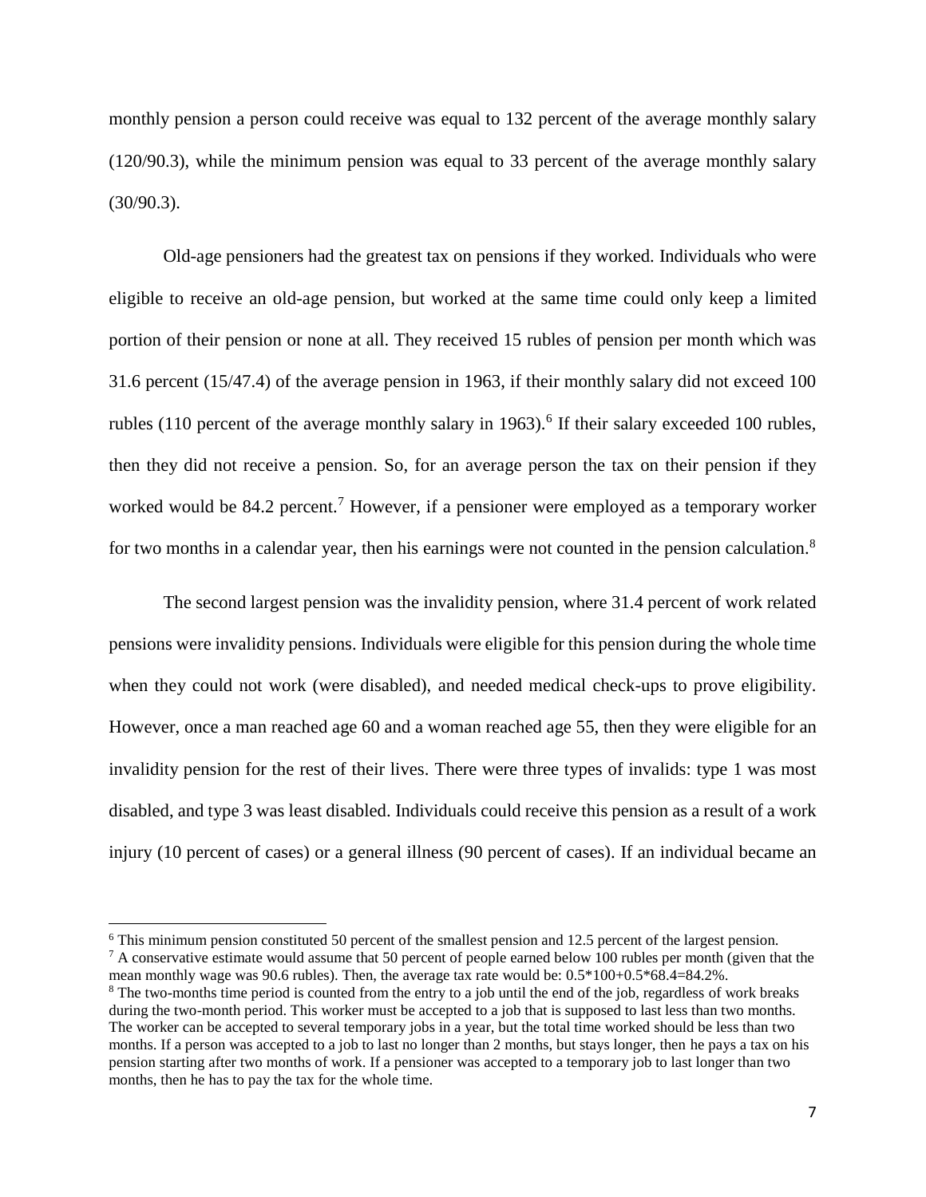monthly pension a person could receive was equal to 132 percent of the average monthly salary (120/90.3), while the minimum pension was equal to 33 percent of the average monthly salary (30/90.3).

Old-age pensioners had the greatest tax on pensions if they worked. Individuals who were eligible to receive an old-age pension, but worked at the same time could only keep a limited portion of their pension or none at all. They received 15 rubles of pension per month which was 31.6 percent (15/47.4) of the average pension in 1963, if their monthly salary did not exceed 100 rubles (110 percent of the average monthly salary in 1963).[6] If their salary exceeded 100 rubles, then they did not receive a pension. So, for an average person the tax on their pension if they worked would be 84.2 percent.[7] However, if a pensioner were employed as a temporary worker for two months in a calendar year, then his earnings were not counted in the pension calculation.[8]

The second largest pension was the invalidity pension, where 31.4 percent of work related pensions were invalidity pensions. Individuals were eligible for this pension during the whole time when they could not work (were disabled), and needed medical check-ups to prove eligibility. However, once a man reached age 60 and a woman reached age 55, then they were eligible for an invalidity pension for the rest of their lives. There were three types of invalids: type 1 was most disabled, and type 3 was least disabled. Individuals could receive this pension as a result of a work injury (10 percent of cases) or a general illness (90 percent of cases). If an individual became an

---

[6] This minimum pension constituted 50 percent of the smallest pension and 12.5 percent of the largest pension.

[7] A conservative estimate would assume that 50 percent of people earned below 100 rubles per month (given that the mean monthly wage was 90.6 rubles). Then, the average tax rate would be: 0.5*100+0.5*68.4=84.2%.

[8] The two-months time period is counted from the entry to a job until the end of the job, regardless of work breaks during the two-month period. This worker must be accepted to a job that is supposed to last less than two months. The worker can be accepted to several temporary jobs in a year, but the total time worked should be less than two months. If a person was accepted to a job to last no longer than 2 months, but stays longer, then he pays a tax on his pension starting after two months of work. If a pensioner was accepted to a temporary job to last longer than two months, then he has to pay the tax for the whole time.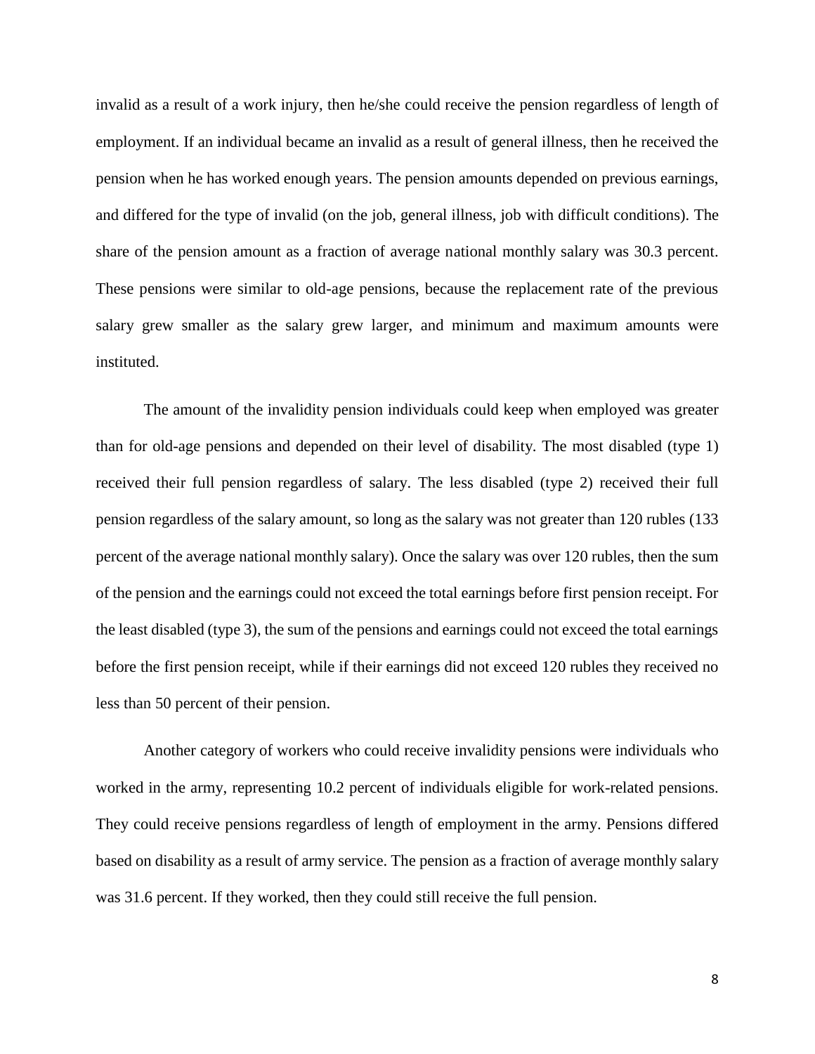invalid as a result of a work injury, then he/she could receive the pension regardless of length of employment. If an individual became an invalid as a result of general illness, then he received the pension when he has worked enough years. The pension amounts depended on previous earnings, and differed for the type of invalid (on the job, general illness, job with difficult conditions). The share of the pension amount as a fraction of average national monthly salary was 30.3 percent. These pensions were similar to old-age pensions, because the replacement rate of the previous salary grew smaller as the salary grew larger, and minimum and maximum amounts were instituted.

The amount of the invalidity pension individuals could keep when employed was greater than for old-age pensions and depended on their level of disability. The most disabled (type 1) received their full pension regardless of salary. The less disabled (type 2) received their full pension regardless of the salary amount, so long as the salary was not greater than 120 rubles (133 percent of the average national monthly salary). Once the salary was over 120 rubles, then the sum of the pension and the earnings could not exceed the total earnings before first pension receipt. For the least disabled (type 3), the sum of the pensions and earnings could not exceed the total earnings before the first pension receipt, while if their earnings did not exceed 120 rubles they received no less than 50 percent of their pension.

Another category of workers who could receive invalidity pensions were individuals who worked in the army, representing 10.2 percent of individuals eligible for work-related pensions. They could receive pensions regardless of length of employment in the army. Pensions differed based on disability as a result of army service. The pension as a fraction of average monthly salary was 31.6 percent. If they worked, then they could still receive the full pension.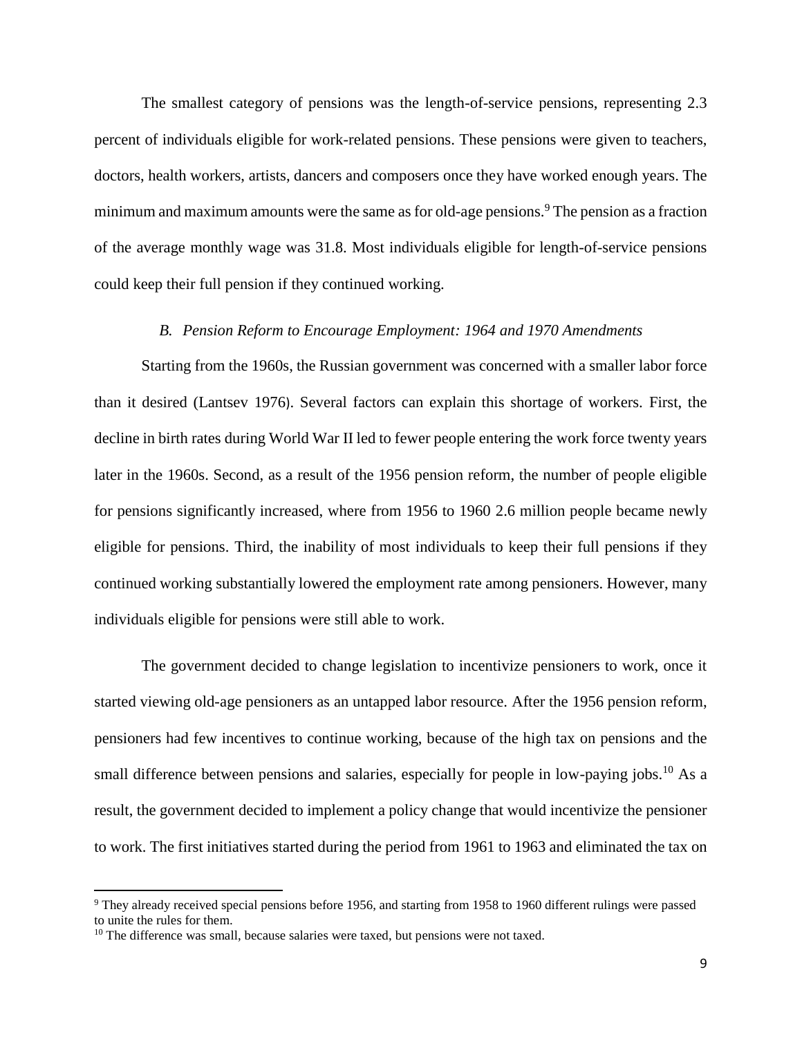The smallest category of pensions was the length-of-service pensions, representing 2.3 percent of individuals eligible for work-related pensions. These pensions were given to teachers, doctors, health workers, artists, dancers and composers once they have worked enough years. The minimum and maximum amounts were the same as for old-age pensions.[9] The pension as a fraction of the average monthly wage was 31.8. Most individuals eligible for length-of-service pensions could keep their full pension if they continued working.

### *B. Pension Reform to Encourage Employment: 1964 and 1970 Amendments*

Starting from the 1960s, the Russian government was concerned with a smaller labor force than it desired (Lantsev 1976). Several factors can explain this shortage of workers. First, the decline in birth rates during World War II led to fewer people entering the work force twenty years later in the 1960s. Second, as a result of the 1956 pension reform, the number of people eligible for pensions significantly increased, where from 1956 to 1960 2.6 million people became newly eligible for pensions. Third, the inability of most individuals to keep their full pensions if they continued working substantially lowered the employment rate among pensioners. However, many individuals eligible for pensions were still able to work.

The government decided to change legislation to incentivize pensioners to work, once it started viewing old-age pensioners as an untapped labor resource. After the 1956 pension reform, pensioners had few incentives to continue working, because of the high tax on pensions and the small difference between pensions and salaries, especially for people in low-paying jobs.[10] As a result, the government decided to implement a policy change that would incentivize the pensioner to work. The first initiatives started during the period from 1961 to 1963 and eliminated the tax on

[9] They already received special pensions before 1956, and starting from 1958 to 1960 different rulings were passed to unite the rules for them.

[10] The difference was small, because salaries were taxed, but pensions were not taxed.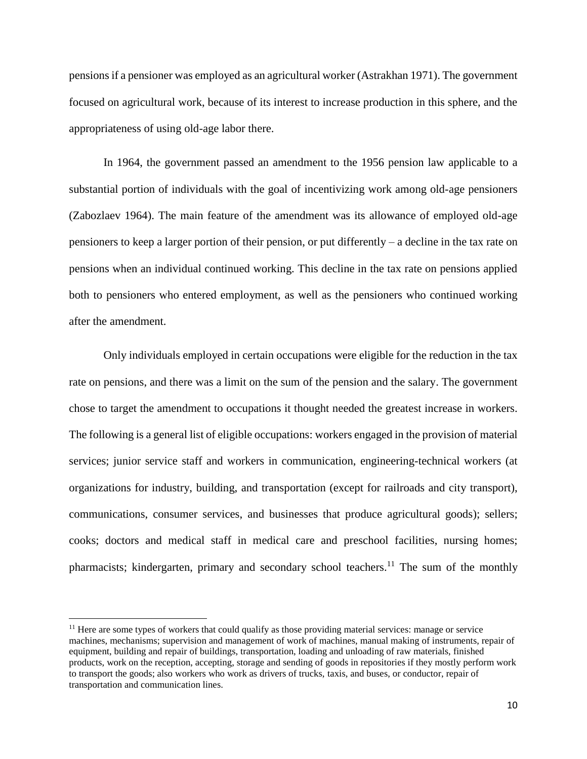pensions if a pensioner was employed as an agricultural worker (Astrakhan 1971). The government focused on agricultural work, because of its interest to increase production in this sphere, and the appropriateness of using old-age labor there.

In 1964, the government passed an amendment to the 1956 pension law applicable to a substantial portion of individuals with the goal of incentivizing work among old-age pensioners (Zabozlaev 1964). The main feature of the amendment was its allowance of employed old-age pensioners to keep a larger portion of their pension, or put differently – a decline in the tax rate on pensions when an individual continued working. This decline in the tax rate on pensions applied both to pensioners who entered employment, as well as the pensioners who continued working after the amendment.

Only individuals employed in certain occupations were eligible for the reduction in the tax rate on pensions, and there was a limit on the sum of the pension and the salary. The government chose to target the amendment to occupations it thought needed the greatest increase in workers. The following is a general list of eligible occupations: workers engaged in the provision of material services; junior service staff and workers in communication, engineering-technical workers (at organizations for industry, building, and transportation (except for railroads and city transport), communications, consumer services, and businesses that produce agricultural goods); sellers; cooks; doctors and medical staff in medical care and preschool facilities, nursing homes; pharmacists; kindergarten, primary and secondary school teachers.[11] The sum of the monthly

[11] Here are some types of workers that could qualify as those providing material services: manage or service machines, mechanisms; supervision and management of work of machines, manual making of instruments, repair of equipment, building and repair of buildings, transportation, loading and unloading of raw materials, finished products, work on the reception, accepting, storage and sending of goods in repositories if they mostly perform work to transport the goods; also workers who work as drivers of trucks, taxis, and buses, or conductor, repair of transportation and communication lines.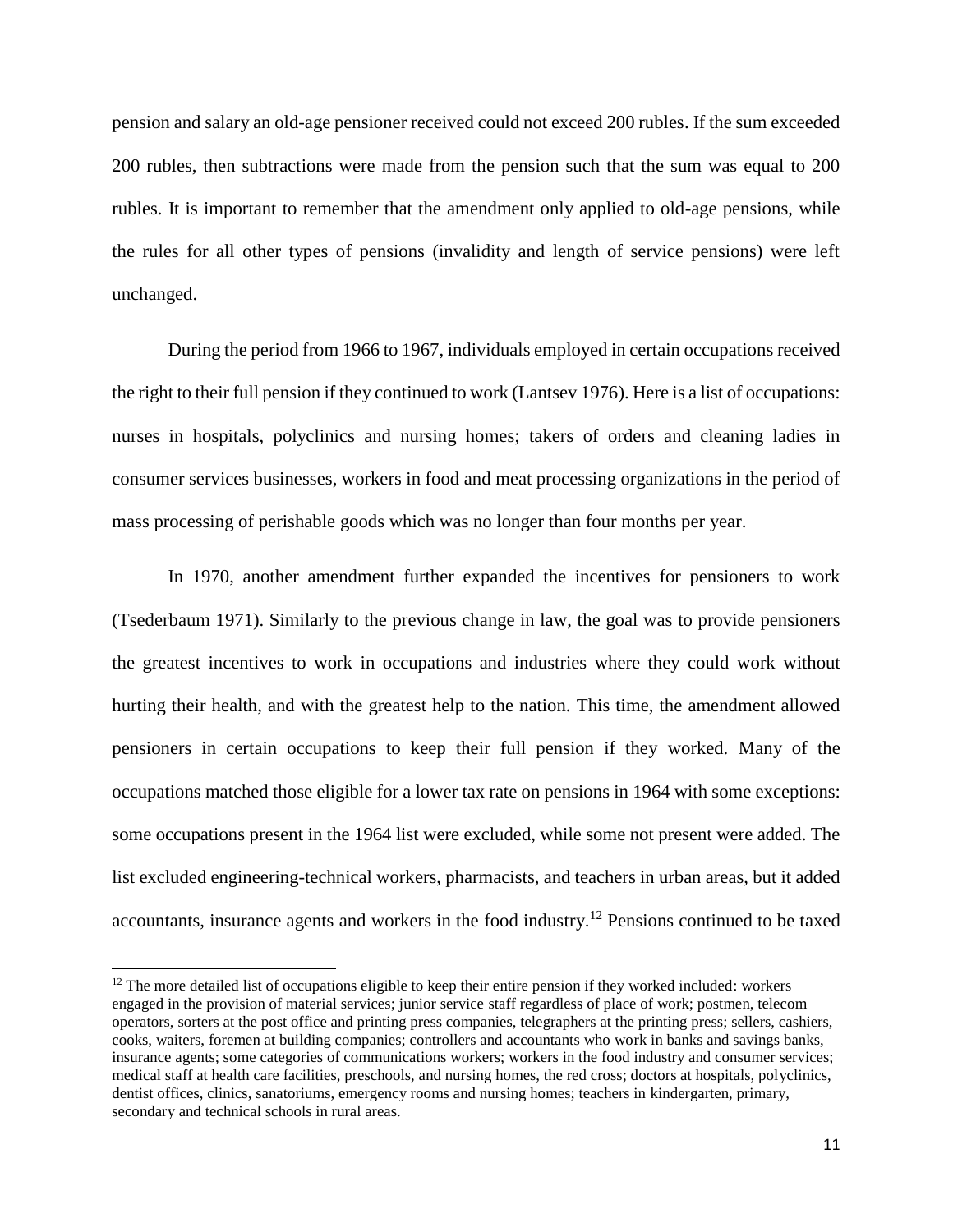pension and salary an old-age pensioner received could not exceed 200 rubles. If the sum exceeded 200 rubles, then subtractions were made from the pension such that the sum was equal to 200 rubles. It is important to remember that the amendment only applied to old-age pensions, while the rules for all other types of pensions (invalidity and length of service pensions) were left unchanged.

During the period from 1966 to 1967, individuals employed in certain occupations received the right to their full pension if they continued to work (Lantsev 1976). Here is a list of occupations: nurses in hospitals, polyclinics and nursing homes; takers of orders and cleaning ladies in consumer services businesses, workers in food and meat processing organizations in the period of mass processing of perishable goods which was no longer than four months per year.

In 1970, another amendment further expanded the incentives for pensioners to work (Tsederbaum 1971). Similarly to the previous change in law, the goal was to provide pensioners the greatest incentives to work in occupations and industries where they could work without hurting their health, and with the greatest help to the nation. This time, the amendment allowed pensioners in certain occupations to keep their full pension if they worked. Many of the occupations matched those eligible for a lower tax rate on pensions in 1964 with some exceptions: some occupations present in the 1964 list were excluded, while some not present were added. The list excluded engineering-technical workers, pharmacists, and teachers in urban areas, but it added accountants, insurance agents and workers in the food industry.[12] Pensions continued to be taxed

[12] The more detailed list of occupations eligible to keep their entire pension if they worked included: workers engaged in the provision of material services; junior service staff regardless of place of work; postmen, telecom operators, sorters at the post office and printing press companies, telegraphers at the printing press; sellers, cashiers, cooks, waiters, foremen at building companies; controllers and accountants who work in banks and savings banks, insurance agents; some categories of communications workers; workers in the food industry and consumer services; medical staff at health care facilities, preschools, and nursing homes, the red cross; doctors at hospitals, polyclinics, dentist offices, clinics, sanatoriums, emergency rooms and nursing homes; teachers in kindergarten, primary, secondary and technical schools in rural areas.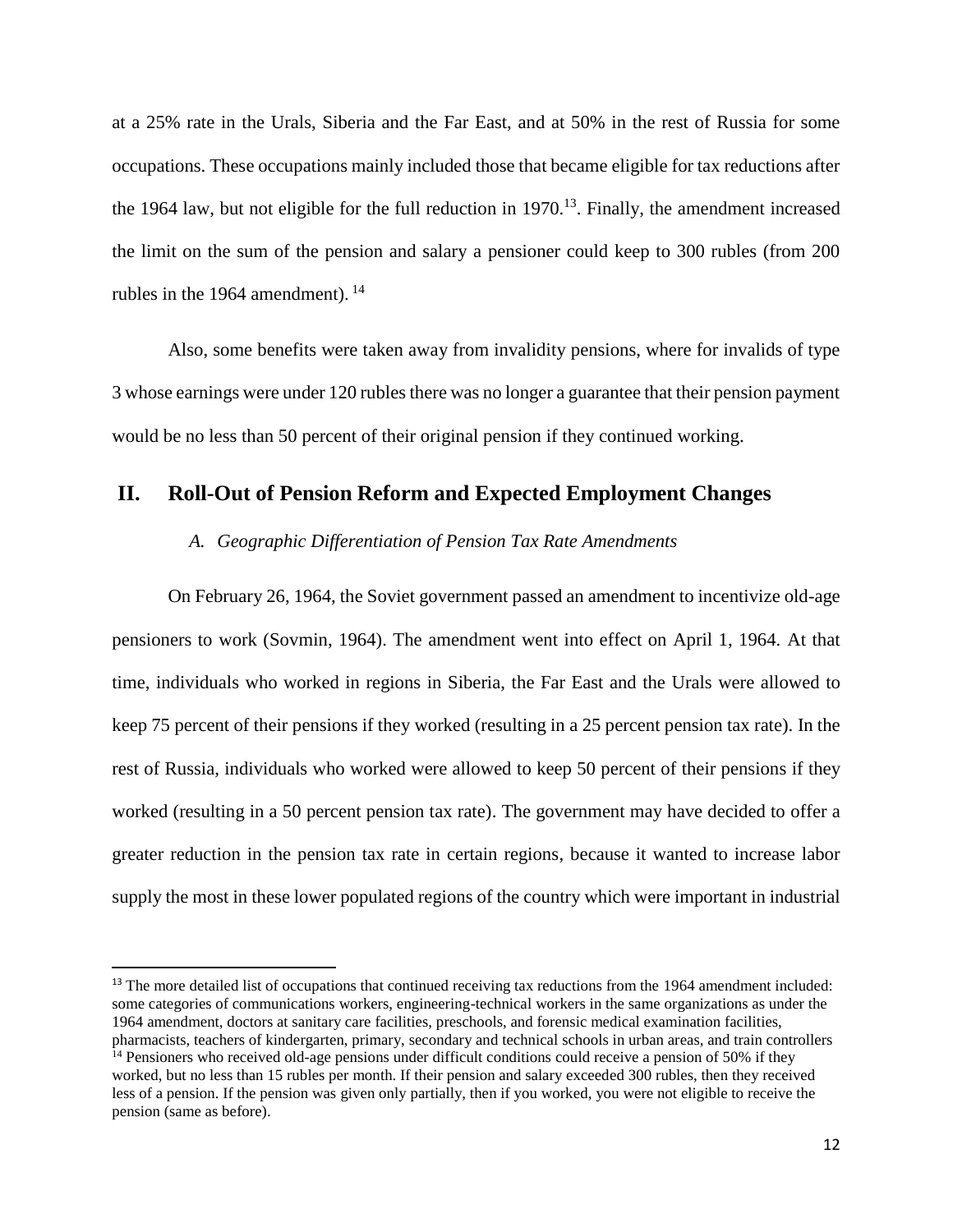at a 25% rate in the Urals, Siberia and the Far East, and at 50% in the rest of Russia for some occupations. These occupations mainly included those that became eligible for tax reductions after the 1964 law, but not eligible for the full reduction in 1970.[13]. Finally, the amendment increased the limit on the sum of the pension and salary a pensioner could keep to 300 rubles (from 200 rubles in the 1964 amendment). [14]

Also, some benefits were taken away from invalidity pensions, where for invalids of type 3 whose earnings were under 120 rubles there was no longer a guarantee that their pension payment would be no less than 50 percent of their original pension if they continued working.

## II. Roll-Out of Pension Reform and Expected Employment Changes

### *A. Geographic Differentiation of Pension Tax Rate Amendments*

On February 26, 1964, the Soviet government passed an amendment to incentivize old-age pensioners to work (Sovmin, 1964). The amendment went into effect on April 1, 1964. At that time, individuals who worked in regions in Siberia, the Far East and the Urals were allowed to keep 75 percent of their pensions if they worked (resulting in a 25 percent pension tax rate). In the rest of Russia, individuals who worked were allowed to keep 50 percent of their pensions if they worked (resulting in a 50 percent pension tax rate). The government may have decided to offer a greater reduction in the pension tax rate in certain regions, because it wanted to increase labor supply the most in these lower populated regions of the country which were important in industrial

---

[13] The more detailed list of occupations that continued receiving tax reductions from the 1964 amendment included: some categories of communications workers, engineering-technical workers in the same organizations as under the 1964 amendment, doctors at sanitary care facilities, preschools, and forensic medical examination facilities, pharmacists, teachers of kindergarten, primary, secondary and technical schools in urban areas, and train controllers

[14] Pensioners who received old-age pensions under difficult conditions could receive a pension of 50% if they worked, but no less than 15 rubles per month. If their pension and salary exceeded 300 rubles, then they received less of a pension. If the pension was given only partially, then if you worked, you were not eligible to receive the pension (same as before).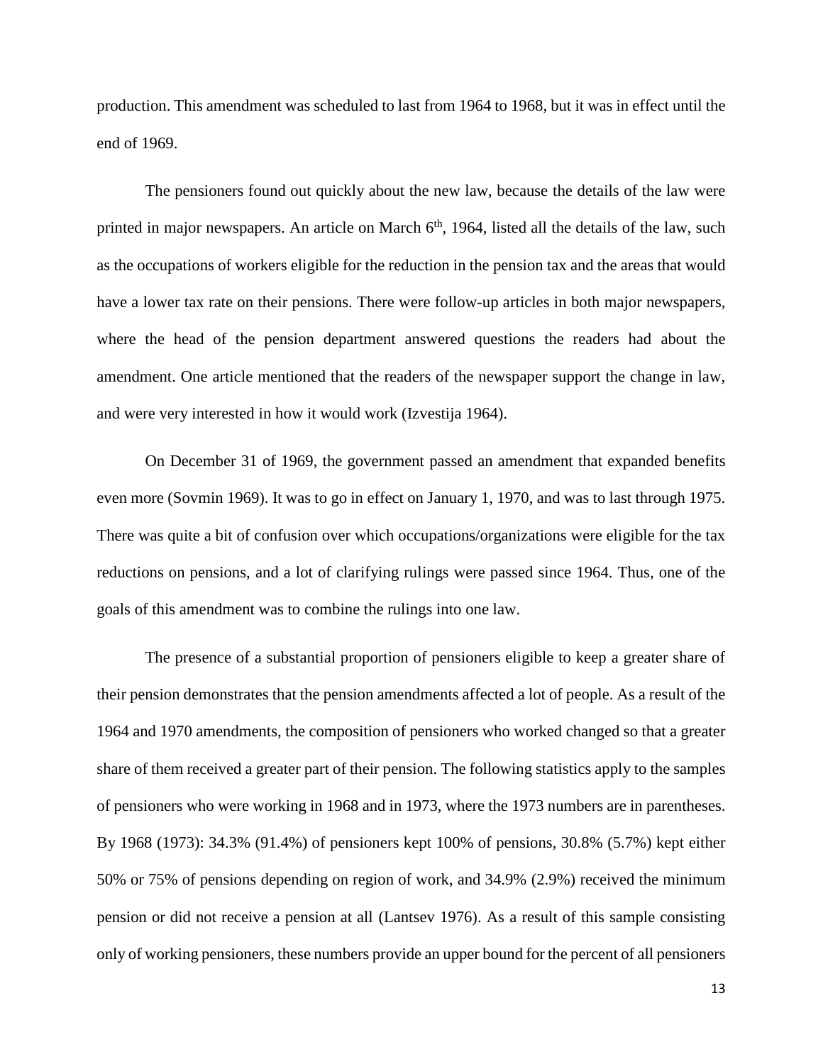production. This amendment was scheduled to last from 1964 to 1968, but it was in effect until the end of 1969.

The pensioners found out quickly about the new law, because the details of the law were printed in major newspapers. An article on March 6th, 1964, listed all the details of the law, such as the occupations of workers eligible for the reduction in the pension tax and the areas that would have a lower tax rate on their pensions. There were follow-up articles in both major newspapers, where the head of the pension department answered questions the readers had about the amendment. One article mentioned that the readers of the newspaper support the change in law, and were very interested in how it would work (Izvestija 1964).

On December 31 of 1969, the government passed an amendment that expanded benefits even more (Sovmin 1969). It was to go in effect on January 1, 1970, and was to last through 1975. There was quite a bit of confusion over which occupations/organizations were eligible for the tax reductions on pensions, and a lot of clarifying rulings were passed since 1964. Thus, one of the goals of this amendment was to combine the rulings into one law.

The presence of a substantial proportion of pensioners eligible to keep a greater share of their pension demonstrates that the pension amendments affected a lot of people. As a result of the 1964 and 1970 amendments, the composition of pensioners who worked changed so that a greater share of them received a greater part of their pension. The following statistics apply to the samples of pensioners who were working in 1968 and in 1973, where the 1973 numbers are in parentheses. By 1968 (1973): 34.3% (91.4%) of pensioners kept 100% of pensions, 30.8% (5.7%) kept either 50% or 75% of pensions depending on region of work, and 34.9% (2.9%) received the minimum pension or did not receive a pension at all (Lantsev 1976). As a result of this sample consisting only of working pensioners, these numbers provide an upper bound for the percent of all pensioners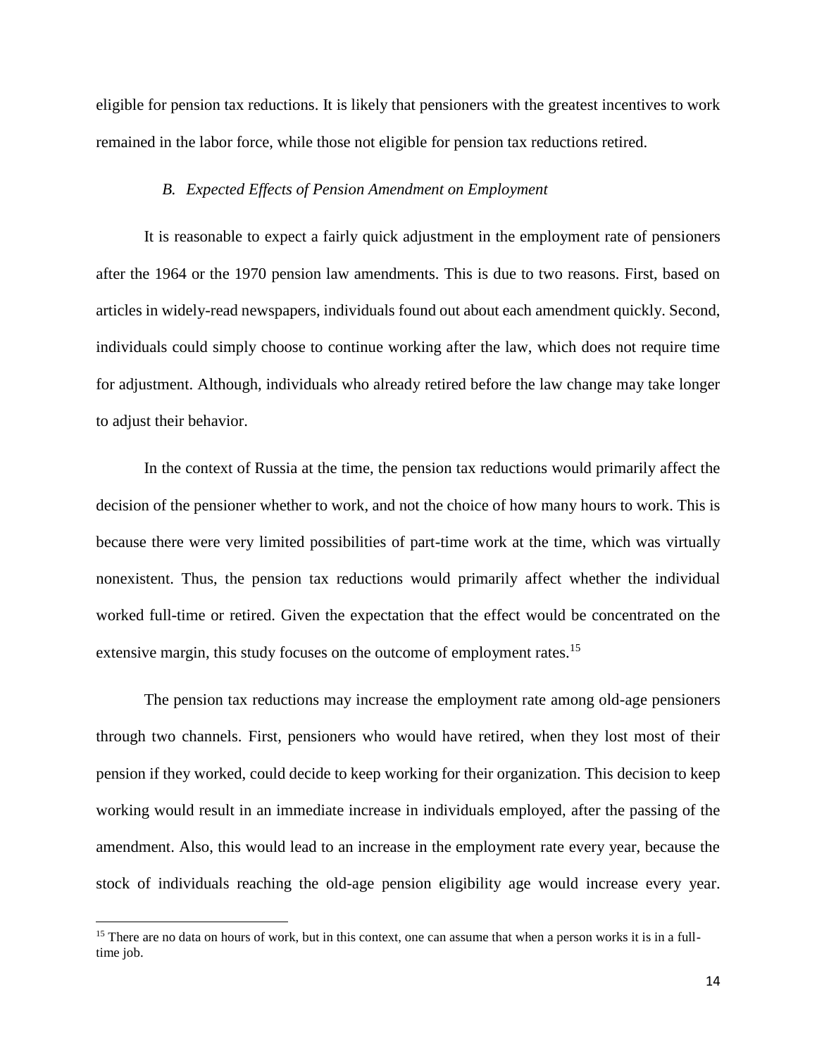eligible for pension tax reductions. It is likely that pensioners with the greatest incentives to work remained in the labor force, while those not eligible for pension tax reductions retired.

### *B. Expected Effects of Pension Amendment on Employment*

It is reasonable to expect a fairly quick adjustment in the employment rate of pensioners after the 1964 or the 1970 pension law amendments. This is due to two reasons. First, based on articles in widely-read newspapers, individuals found out about each amendment quickly. Second, individuals could simply choose to continue working after the law, which does not require time for adjustment. Although, individuals who already retired before the law change may take longer to adjust their behavior.

In the context of Russia at the time, the pension tax reductions would primarily affect the decision of the pensioner whether to work, and not the choice of how many hours to work. This is because there were very limited possibilities of part-time work at the time, which was virtually nonexistent. Thus, the pension tax reductions would primarily affect whether the individual worked full-time or retired. Given the expectation that the effect would be concentrated on the extensive margin, this study focuses on the outcome of employment rates.[15]

The pension tax reductions may increase the employment rate among old-age pensioners through two channels. First, pensioners who would have retired, when they lost most of their pension if they worked, could decide to keep working for their organization. This decision to keep working would result in an immediate increase in individuals employed, after the passing of the amendment. Also, this would lead to an increase in the employment rate every year, because the stock of individuals reaching the old-age pension eligibility age would increase every year.

[15] There are no data on hours of work, but in this context, one can assume that when a person works it is in a full-time job.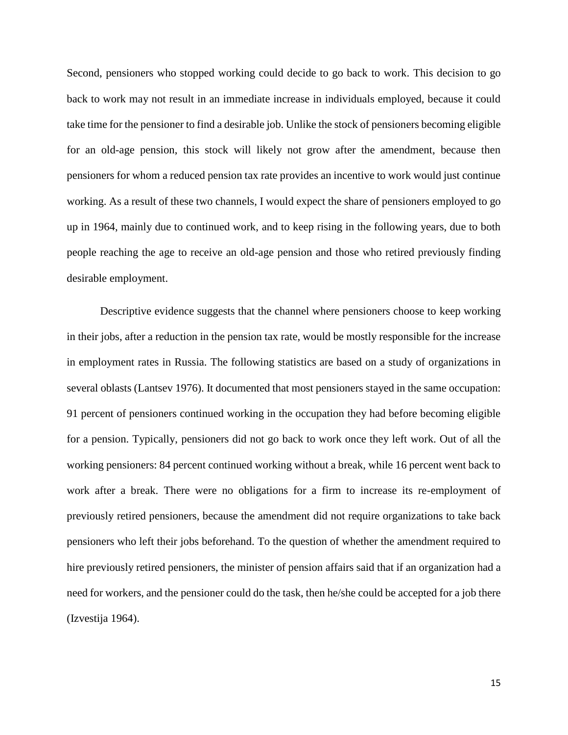Second, pensioners who stopped working could decide to go back to work. This decision to go back to work may not result in an immediate increase in individuals employed, because it could take time for the pensioner to find a desirable job. Unlike the stock of pensioners becoming eligible for an old-age pension, this stock will likely not grow after the amendment, because then pensioners for whom a reduced pension tax rate provides an incentive to work would just continue working. As a result of these two channels, I would expect the share of pensioners employed to go up in 1964, mainly due to continued work, and to keep rising in the following years, due to both people reaching the age to receive an old-age pension and those who retired previously finding desirable employment.

Descriptive evidence suggests that the channel where pensioners choose to keep working in their jobs, after a reduction in the pension tax rate, would be mostly responsible for the increase in employment rates in Russia. The following statistics are based on a study of organizations in several oblasts (Lantsev 1976). It documented that most pensioners stayed in the same occupation: 91 percent of pensioners continued working in the occupation they had before becoming eligible for a pension. Typically, pensioners did not go back to work once they left work. Out of all the working pensioners: 84 percent continued working without a break, while 16 percent went back to work after a break. There were no obligations for a firm to increase its re-employment of previously retired pensioners, because the amendment did not require organizations to take back pensioners who left their jobs beforehand. To the question of whether the amendment required to hire previously retired pensioners, the minister of pension affairs said that if an organization had a need for workers, and the pensioner could do the task, then he/she could be accepted for a job there (Izvestija 1964).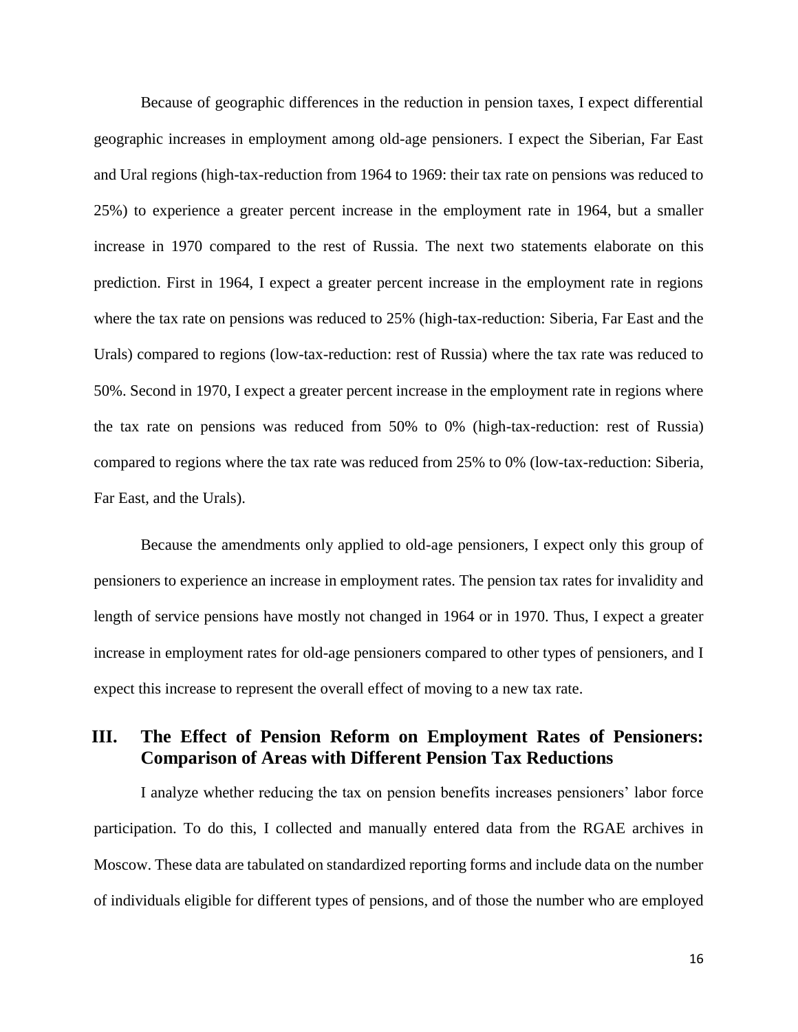Because of geographic differences in the reduction in pension taxes, I expect differential geographic increases in employment among old-age pensioners. I expect the Siberian, Far East and Ural regions (high-tax-reduction from 1964 to 1969: their tax rate on pensions was reduced to 25%) to experience a greater percent increase in the employment rate in 1964, but a smaller increase in 1970 compared to the rest of Russia. The next two statements elaborate on this prediction. First in 1964, I expect a greater percent increase in the employment rate in regions where the tax rate on pensions was reduced to 25% (high-tax-reduction: Siberia, Far East and the Urals) compared to regions (low-tax-reduction: rest of Russia) where the tax rate was reduced to 50%. Second in 1970, I expect a greater percent increase in the employment rate in regions where the tax rate on pensions was reduced from 50% to 0% (high-tax-reduction: rest of Russia) compared to regions where the tax rate was reduced from 25% to 0% (low-tax-reduction: Siberia, Far East, and the Urals).

Because the amendments only applied to old-age pensioners, I expect only this group of pensioners to experience an increase in employment rates. The pension tax rates for invalidity and length of service pensions have mostly not changed in 1964 or in 1970. Thus, I expect a greater increase in employment rates for old-age pensioners compared to other types of pensioners, and I expect this increase to represent the overall effect of moving to a new tax rate.

## III. The Effect of Pension Reform on Employment Rates of Pensioners: Comparison of Areas with Different Pension Tax Reductions

I analyze whether reducing the tax on pension benefits increases pensioners' labor force participation. To do this, I collected and manually entered data from the RGAE archives in Moscow. These data are tabulated on standardized reporting forms and include data on the number of individuals eligible for different types of pensions, and of those the number who are employed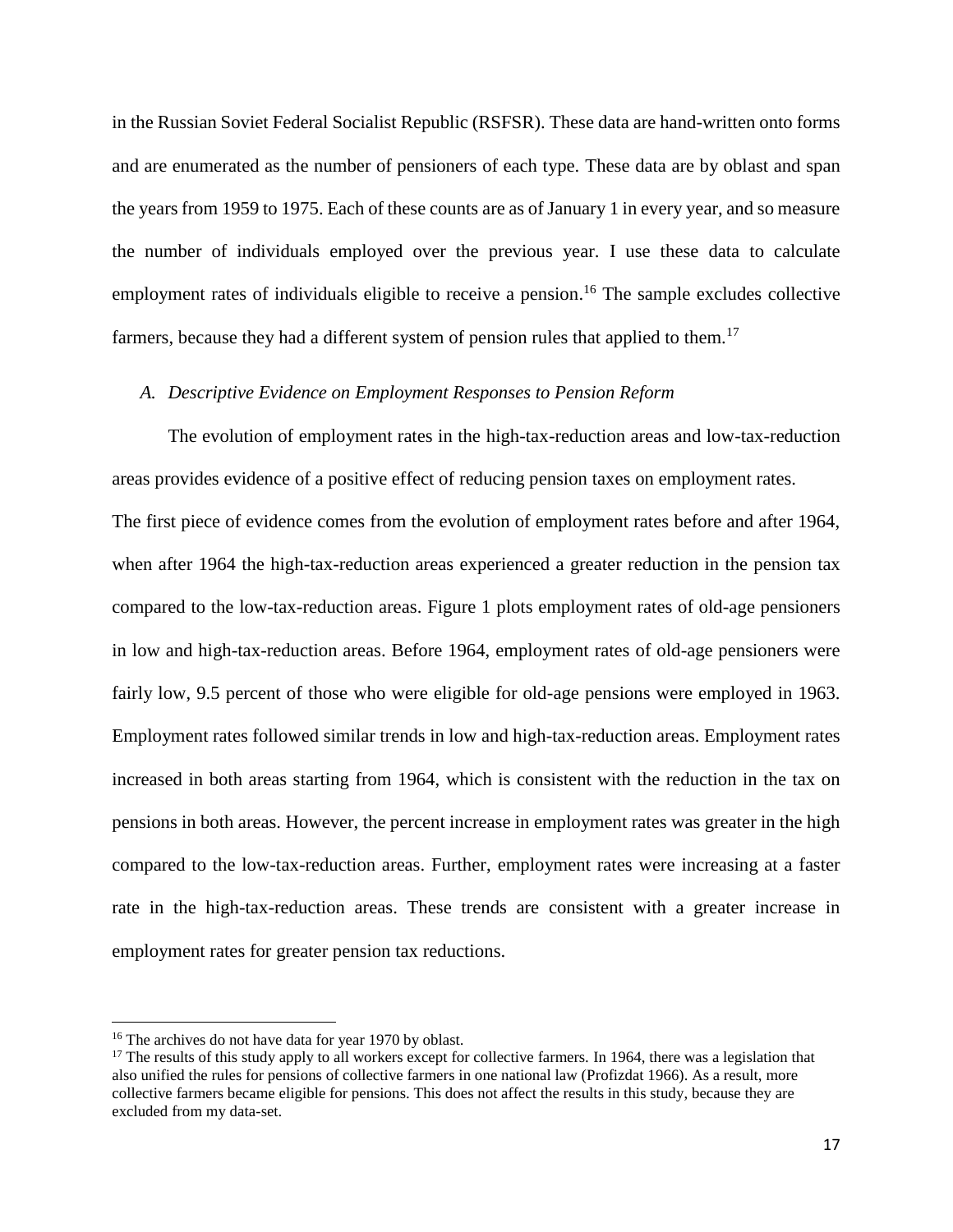in the Russian Soviet Federal Socialist Republic (RSFSR). These data are hand-written onto forms and are enumerated as the number of pensioners of each type. These data are by oblast and span the years from 1959 to 1975. Each of these counts are as of January 1 in every year, and so measure the number of individuals employed over the previous year. I use these data to calculate employment rates of individuals eligible to receive a pension.[16] The sample excludes collective farmers, because they had a different system of pension rules that applied to them.[17]

### *A. Descriptive Evidence on Employment Responses to Pension Reform*

The evolution of employment rates in the high-tax-reduction areas and low-tax-reduction areas provides evidence of a positive effect of reducing pension taxes on employment rates.

The first piece of evidence comes from the evolution of employment rates before and after 1964, when after 1964 the high-tax-reduction areas experienced a greater reduction in the pension tax compared to the low-tax-reduction areas. Figure 1 plots employment rates of old-age pensioners in low and high-tax-reduction areas. Before 1964, employment rates of old-age pensioners were fairly low, 9.5 percent of those who were eligible for old-age pensions were employed in 1963. Employment rates followed similar trends in low and high-tax-reduction areas. Employment rates increased in both areas starting from 1964, which is consistent with the reduction in the tax on pensions in both areas. However, the percent increase in employment rates was greater in the high compared to the low-tax-reduction areas. Further, employment rates were increasing at a faster rate in the high-tax-reduction areas. These trends are consistent with a greater increase in employment rates for greater pension tax reductions.

---

[16] The archives do not have data for year 1970 by oblast.

[17] The results of this study apply to all workers except for collective farmers. In 1964, there was a legislation that also unified the rules for pensions of collective farmers in one national law (Profizdat 1966). As a result, more collective farmers became eligible for pensions. This does not affect the results in this study, because they are excluded from my data-set.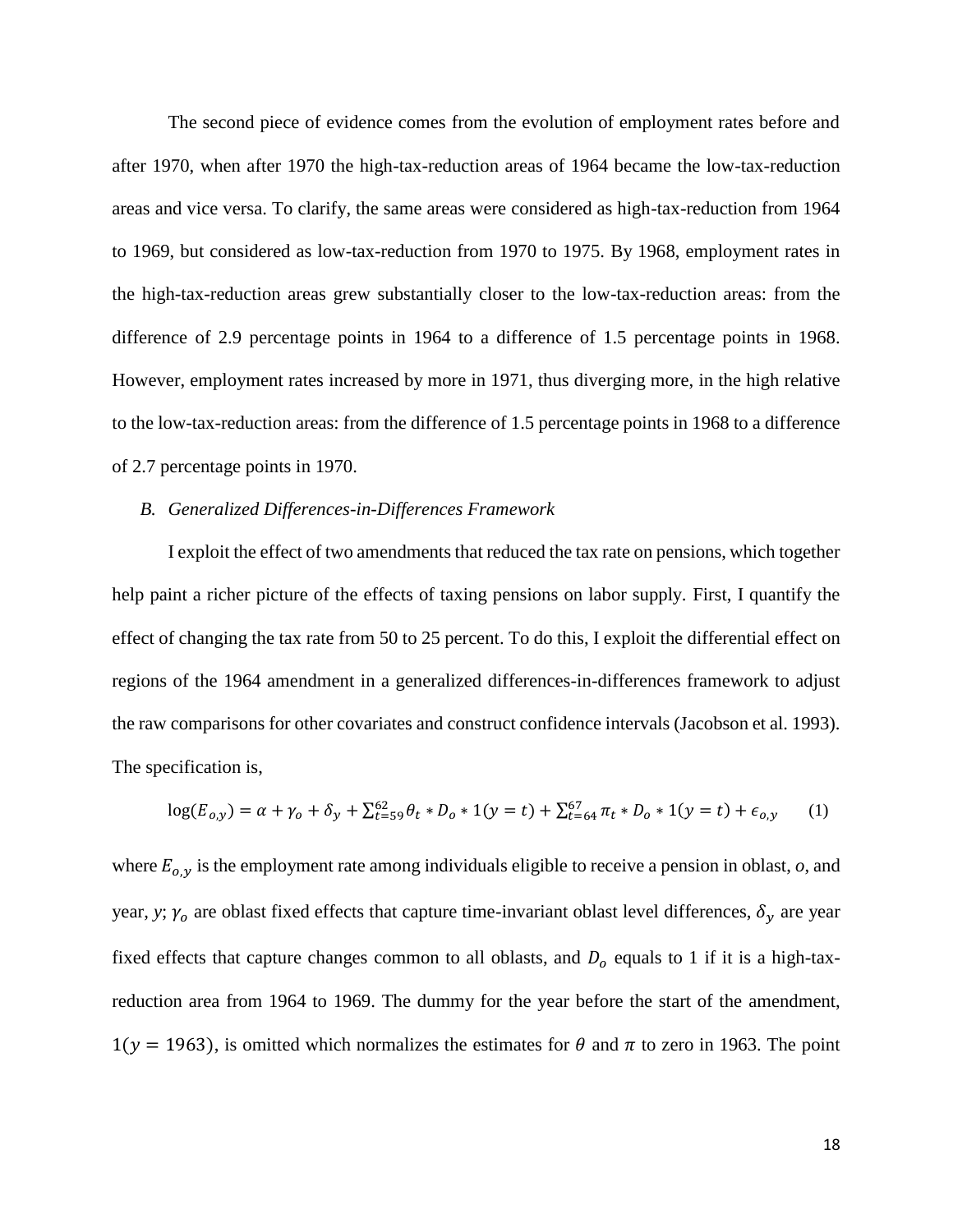The second piece of evidence comes from the evolution of employment rates before and after 1970, when after 1970 the high-tax-reduction areas of 1964 became the low-tax-reduction areas and vice versa. To clarify, the same areas were considered as high-tax-reduction from 1964 to 1969, but considered as low-tax-reduction from 1970 to 1975. By 1968, employment rates in the high-tax-reduction areas grew substantially closer to the low-tax-reduction areas: from the difference of 2.9 percentage points in 1964 to a difference of 1.5 percentage points in 1968. However, employment rates increased by more in 1971, thus diverging more, in the high relative to the low-tax-reduction areas: from the difference of 1.5 percentage points in 1968 to a difference of 2.7 percentage points in 1970.

### *B. Generalized Differences-in-Differences Framework*

I exploit the effect of two amendments that reduced the tax rate on pensions, which together help paint a richer picture of the effects of taxing pensions on labor supply. First, I quantify the effect of changing the tax rate from 50 to 25 percent. To do this, I exploit the differential effect on regions of the 1964 amendment in a generalized differences-in-differences framework to adjust the raw comparisons for other covariates and construct confidence intervals (Jacobson et al. 1993). The specification is,

$$\log(E_{o,y}) = \alpha + \gamma_o + \delta_y + \sum_{t=59}^{62} \theta_t * D_o * 1(y = t) + \sum_{t=64}^{67} \pi_t * D_o * 1(y = t) + \epsilon_{o,y} \qquad (1)$$

where $E_{o,y}$ is the employment rate among individuals eligible to receive a pension in oblast, *o*, and year, *y*; $\gamma_o$ are oblast fixed effects that capture time-invariant oblast level differences, $\delta_y$ are year fixed effects that capture changes common to all oblasts, and $D_o$ equals to 1 if it is a high-tax-reduction area from 1964 to 1969. The dummy for the year before the start of the amendment, $1(y = 1963)$, is omitted which normalizes the estimates for $\theta$ and $\pi$ to zero in 1963. The point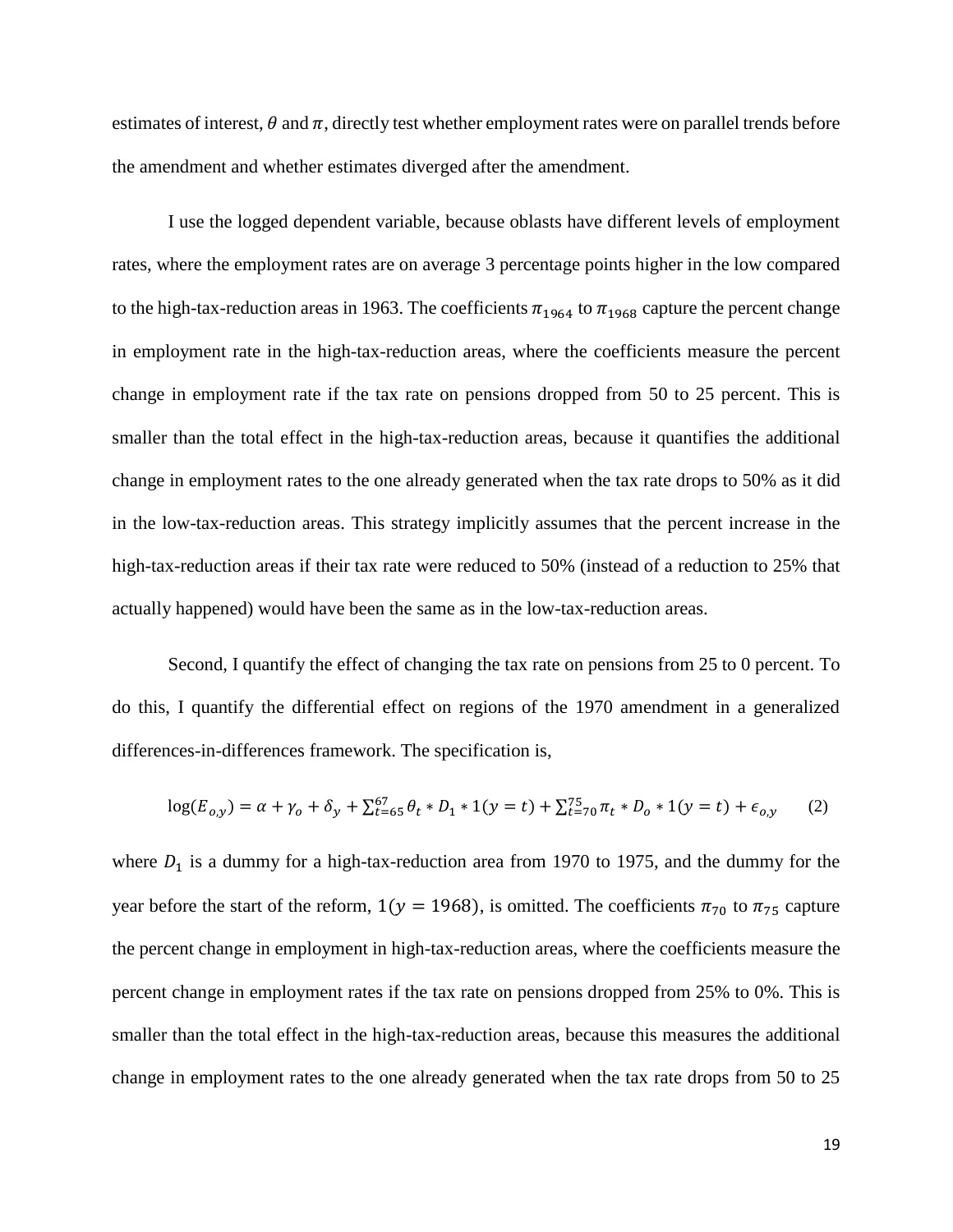estimates of interest, $\theta$ and $\pi$, directly test whether employment rates were on parallel trends before the amendment and whether estimates diverged after the amendment.

I use the logged dependent variable, because oblasts have different levels of employment rates, where the employment rates are on average 3 percentage points higher in the low compared to the high-tax-reduction areas in 1963. The coefficients $\pi_{1964}$ to $\pi_{1968}$ capture the percent change in employment rate in the high-tax-reduction areas, where the coefficients measure the percent change in employment rate if the tax rate on pensions dropped from 50 to 25 percent. This is smaller than the total effect in the high-tax-reduction areas, because it quantifies the additional change in employment rates to the one already generated when the tax rate drops to 50% as it did in the low-tax-reduction areas. This strategy implicitly assumes that the percent increase in the high-tax-reduction areas if their tax rate were reduced to 50% (instead of a reduction to 25% that actually happened) would have been the same as in the low-tax-reduction areas.

Second, I quantify the effect of changing the tax rate on pensions from 25 to 0 percent. To do this, I quantify the differential effect on regions of the 1970 amendment in a generalized differences-in-differences framework. The specification is,

$$\log(E_{o,y}) = \alpha + \gamma_o + \delta_y + \sum_{t=65}^{67} \theta_t * D_1 * 1(y = t) + \sum_{t=70}^{75} \pi_t * D_o * 1(y = t) + \epsilon_{o,y} \qquad (2)$$

where $D_1$ is a dummy for a high-tax-reduction area from 1970 to 1975, and the dummy for the year before the start of the reform, $1(y = 1968)$, is omitted. The coefficients $\pi_{70}$ to $\pi_{75}$ capture the percent change in employment in high-tax-reduction areas, where the coefficients measure the percent change in employment rates if the tax rate on pensions dropped from 25% to 0%. This is smaller than the total effect in the high-tax-reduction areas, because this measures the additional change in employment rates to the one already generated when the tax rate drops from 50 to 25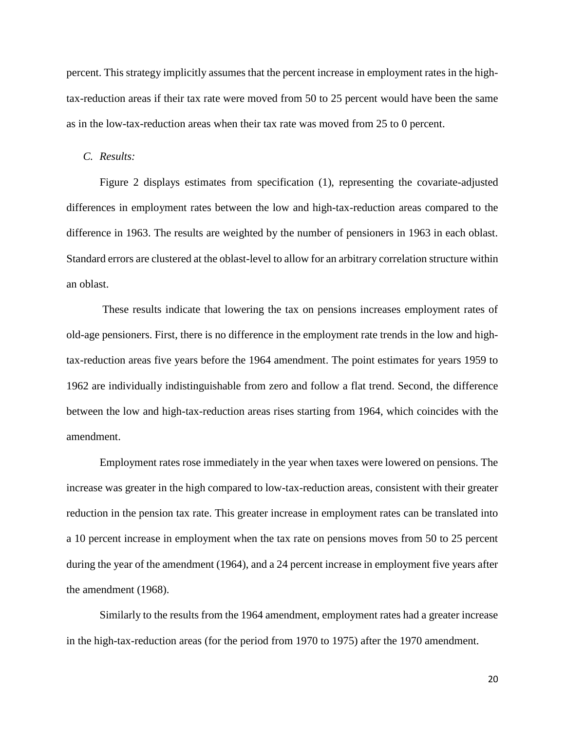percent. This strategy implicitly assumes that the percent increase in employment rates in the high-tax-reduction areas if their tax rate were moved from 50 to 25 percent would have been the same as in the low-tax-reduction areas when their tax rate was moved from 25 to 0 percent.

### *C. Results:*

Figure 2 displays estimates from specification (1), representing the covariate-adjusted differences in employment rates between the low and high-tax-reduction areas compared to the difference in 1963. The results are weighted by the number of pensioners in 1963 in each oblast. Standard errors are clustered at the oblast-level to allow for an arbitrary correlation structure within an oblast.

These results indicate that lowering the tax on pensions increases employment rates of old-age pensioners. First, there is no difference in the employment rate trends in the low and high-tax-reduction areas five years before the 1964 amendment. The point estimates for years 1959 to 1962 are individually indistinguishable from zero and follow a flat trend. Second, the difference between the low and high-tax-reduction areas rises starting from 1964, which coincides with the amendment.

Employment rates rose immediately in the year when taxes were lowered on pensions. The increase was greater in the high compared to low-tax-reduction areas, consistent with their greater reduction in the pension tax rate. This greater increase in employment rates can be translated into a 10 percent increase in employment when the tax rate on pensions moves from 50 to 25 percent during the year of the amendment (1964), and a 24 percent increase in employment five years after the amendment (1968).

Similarly to the results from the 1964 amendment, employment rates had a greater increase in the high-tax-reduction areas (for the period from 1970 to 1975) after the 1970 amendment.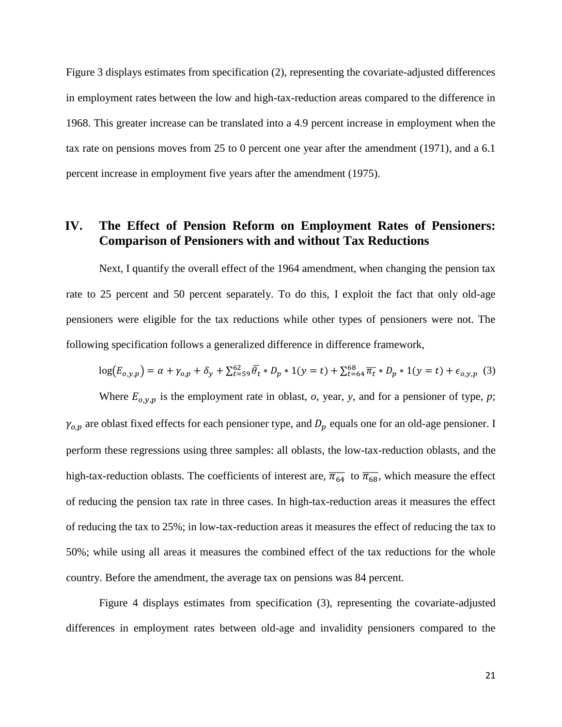Figure 3 displays estimates from specification (2), representing the covariate-adjusted differences in employment rates between the low and high-tax-reduction areas compared to the difference in 1968. This greater increase can be translated into a 4.9 percent increase in employment when the tax rate on pensions moves from 25 to 0 percent one year after the amendment (1971), and a 6.1 percent increase in employment five years after the amendment (1975).

## IV. The Effect of Pension Reform on Employment Rates of Pensioners: Comparison of Pensioners with and without Tax Reductions

Next, I quantify the overall effect of the 1964 amendment, when changing the pension tax rate to 25 percent and 50 percent separately. To do this, I exploit the fact that only old-age pensioners were eligible for the tax reductions while other types of pensioners were not. The following specification follows a generalized difference in difference framework,

$$\log(E_{o,y,p}) = \alpha + \gamma_{o,p} + \delta_y + \sum_{t=59}^{62} \bar{\theta}_t * D_p * 1(y=t) + \sum_{t=64}^{68} \overline{\pi_t} * D_p * 1(y=t) + \epsilon_{o,y,p} \quad (3)$$

Where $E_{o,y,p}$ is the employment rate in oblast, *o*, year, *y*, and for a pensioner of type, *p*; $\gamma_{o,p}$ are oblast fixed effects for each pensioner type, and $D_p$ equals one for an old-age pensioner. I perform these regressions using three samples: all oblasts, the low-tax-reduction oblasts, and the high-tax-reduction oblasts. The coefficients of interest are, $\overline{\pi_{64}}$ to $\overline{\pi_{68}}$, which measure the effect of reducing the pension tax rate in three cases. In high-tax-reduction areas it measures the effect of reducing the tax to 25%; in low-tax-reduction areas it measures the effect of reducing the tax to 50%; while using all areas it measures the combined effect of the tax reductions for the whole country. Before the amendment, the average tax on pensions was 84 percent.

Figure 4 displays estimates from specification (3), representing the covariate-adjusted differences in employment rates between old-age and invalidity pensioners compared to the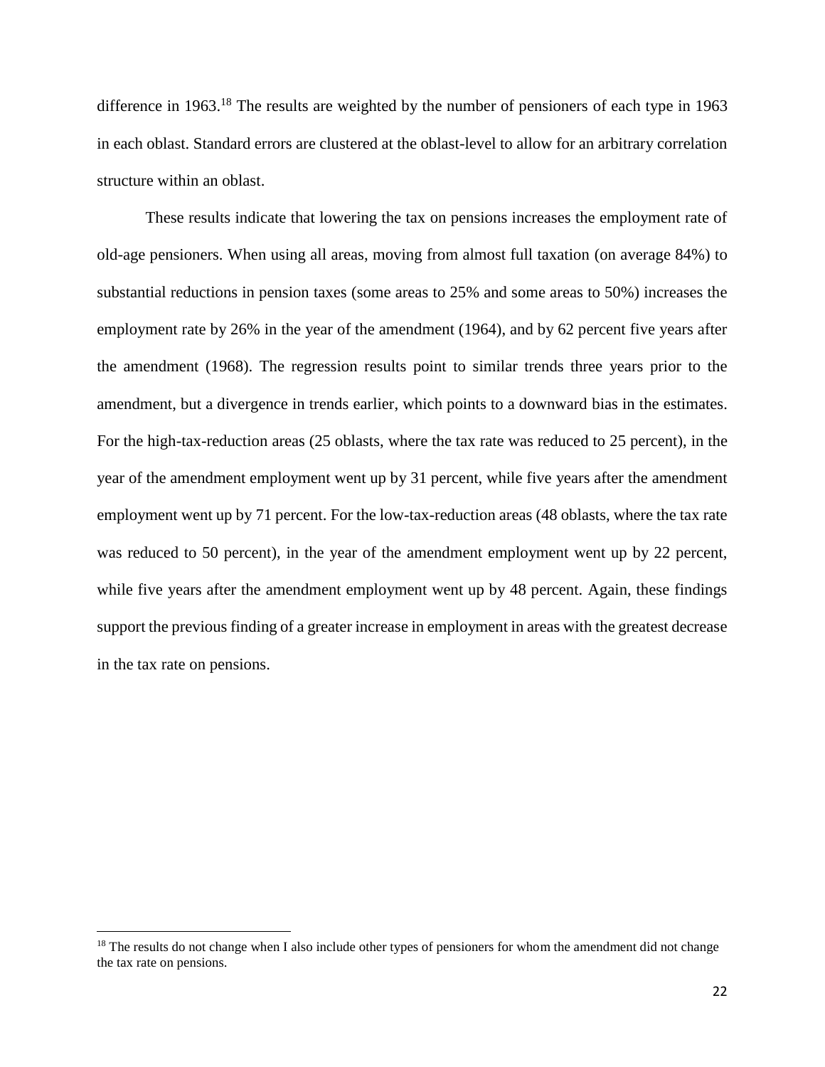difference in 1963.[18] The results are weighted by the number of pensioners of each type in 1963 in each oblast. Standard errors are clustered at the oblast-level to allow for an arbitrary correlation structure within an oblast.

These results indicate that lowering the tax on pensions increases the employment rate of old-age pensioners. When using all areas, moving from almost full taxation (on average 84%) to substantial reductions in pension taxes (some areas to 25% and some areas to 50%) increases the employment rate by 26% in the year of the amendment (1964), and by 62 percent five years after the amendment (1968). The regression results point to similar trends three years prior to the amendment, but a divergence in trends earlier, which points to a downward bias in the estimates. For the high-tax-reduction areas (25 oblasts, where the tax rate was reduced to 25 percent), in the year of the amendment employment went up by 31 percent, while five years after the amendment employment went up by 71 percent. For the low-tax-reduction areas (48 oblasts, where the tax rate was reduced to 50 percent), in the year of the amendment employment went up by 22 percent, while five years after the amendment employment went up by 48 percent. Again, these findings support the previous finding of a greater increase in employment in areas with the greatest decrease in the tax rate on pensions.

[18] The results do not change when I also include other types of pensioners for whom the amendment did not change the tax rate on pensions.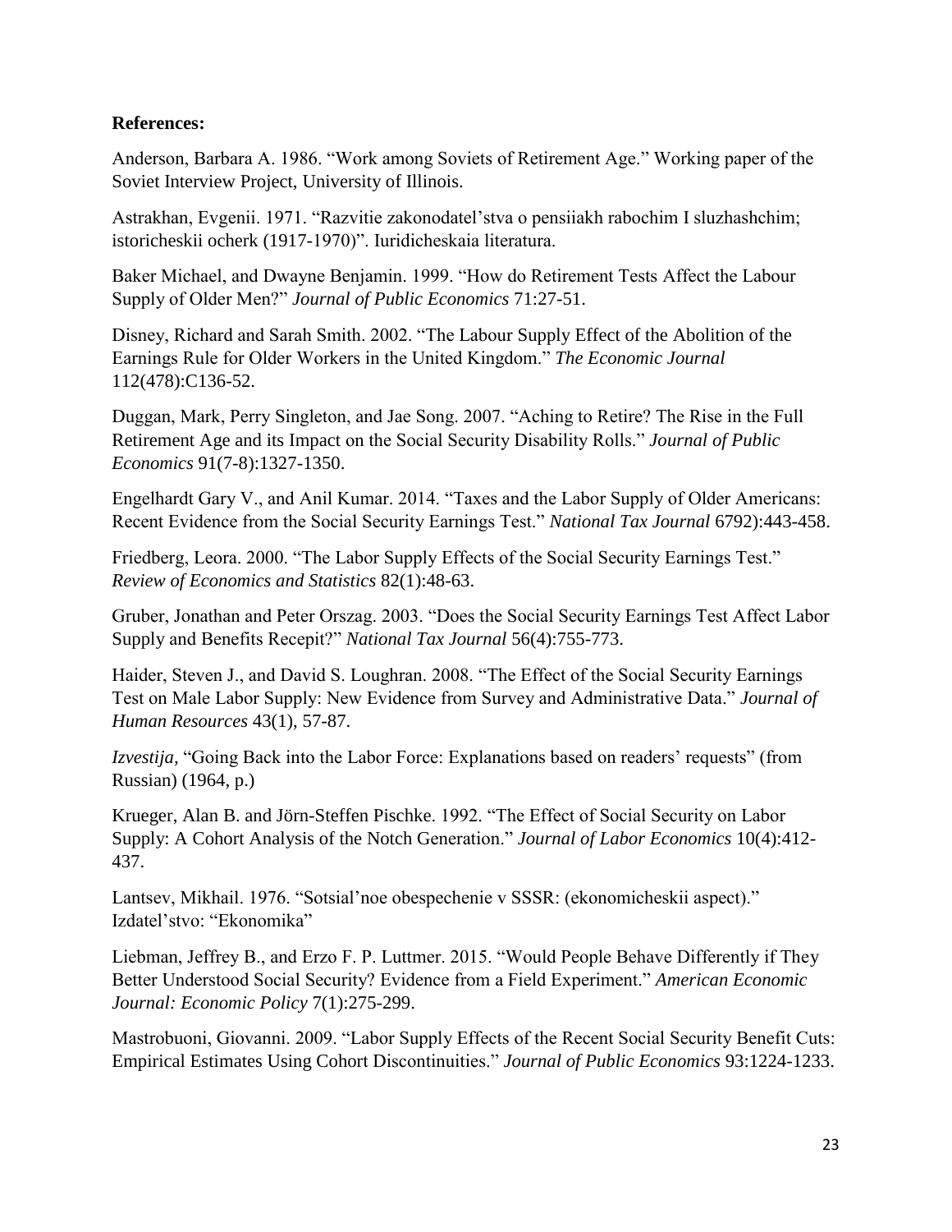**References:**

Anderson, Barbara A. 1986. "Work among Soviets of Retirement Age." Working paper of the Soviet Interview Project, University of Illinois.

Astrakhan, Evgenii. 1971. "Razvitie zakonodatel'stva o pensiiakh rabochim I sluzhashchim; istoricheskii ocherk (1917-1970)". Iuridicheskaia literatura.

Baker Michael, and Dwayne Benjamin. 1999. "How do Retirement Tests Affect the Labour Supply of Older Men?" *Journal of Public Economics* 71:27-51.

Disney, Richard and Sarah Smith. 2002. "The Labour Supply Effect of the Abolition of the Earnings Rule for Older Workers in the United Kingdom." *The Economic Journal* 112(478):C136-52.

Duggan, Mark, Perry Singleton, and Jae Song. 2007. "Aching to Retire? The Rise in the Full Retirement Age and its Impact on the Social Security Disability Rolls." *Journal of Public Economics* 91(7-8):1327-1350.

Engelhardt Gary V., and Anil Kumar. 2014. "Taxes and the Labor Supply of Older Americans: Recent Evidence from the Social Security Earnings Test." *National Tax Journal* 6792):443-458.

Friedberg, Leora. 2000. "The Labor Supply Effects of the Social Security Earnings Test." *Review of Economics and Statistics* 82(1):48-63.

Gruber, Jonathan and Peter Orszag. 2003. "Does the Social Security Earnings Test Affect Labor Supply and Benefits Recepit?" *National Tax Journal* 56(4):755-773.

Haider, Steven J., and David S. Loughran. 2008. "The Effect of the Social Security Earnings Test on Male Labor Supply: New Evidence from Survey and Administrative Data." *Journal of Human Resources* 43(1), 57-87.

*Izvestija,* "Going Back into the Labor Force: Explanations based on readers' requests" (from Russian) (1964, p.)

Krueger, Alan B. and Jörn-Steffen Pischke. 1992. "The Effect of Social Security on Labor Supply: A Cohort Analysis of the Notch Generation." *Journal of Labor Economics* 10(4):412-437.

Lantsev, Mikhail. 1976. "Sotsial'noe obespechenie v SSSR: (ekonomicheskii aspect)." Izdatel'stvo: "Ekonomika"

Liebman, Jeffrey B., and Erzo F. P. Luttmer. 2015. "Would People Behave Differently if They Better Understood Social Security? Evidence from a Field Experiment." *American Economic Journal: Economic Policy* 7(1):275-299.

Mastrobuoni, Giovanni. 2009. "Labor Supply Effects of the Recent Social Security Benefit Cuts: Empirical Estimates Using Cohort Discontinuities." *Journal of Public Economics* 93:1224-1233.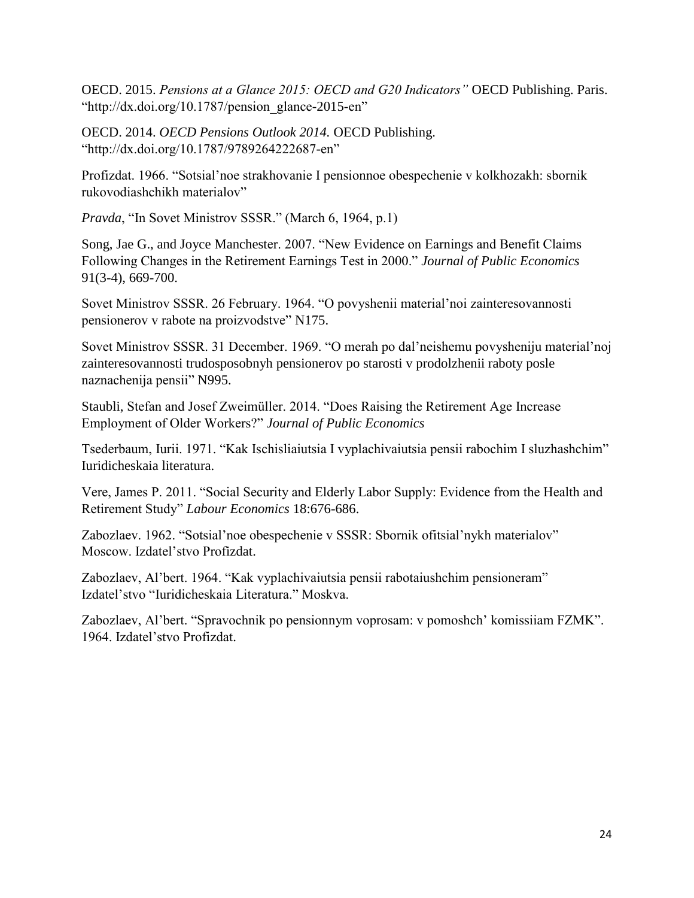OECD. 2015. *Pensions at a Glance 2015: OECD and G20 Indicators"* OECD Publishing. Paris. "http://dx.doi.org/10.1787/pension_glance-2015-en"

OECD. 2014. *OECD Pensions Outlook 2014.* OECD Publishing. "http://dx.doi.org/10.1787/9789264222687-en"

Profizdat. 1966. "Sotsial'noe strakhovanie I pensionnoe obespechenie v kolkhozakh: sbornik rukovodiashchikh materialov"

*Pravda*, "In Sovet Ministrov SSSR." (March 6, 1964, p.1)

Song, Jae G., and Joyce Manchester. 2007. "New Evidence on Earnings and Benefit Claims Following Changes in the Retirement Earnings Test in 2000." *Journal of Public Economics* 91(3-4), 669-700.

Sovet Ministrov SSSR. 26 February. 1964. "O povyshenii material'noi zainteresovannosti pensionerov v rabote na proizvodstve" N175.

Sovet Ministrov SSSR. 31 December. 1969. "O merah po dal'neishemu povysheniju material'noj zainteresovannosti trudosposobnyh pensionerov po starosti v prodolzhenii raboty posle naznachenija pensii" N995.

Staubli, Stefan and Josef Zweimüller. 2014. "Does Raising the Retirement Age Increase Employment of Older Workers?" *Journal of Public Economics*

Tsederbaum, Iurii. 1971. "Kak Ischisliaiutsia I vyplachivaiutsia pensii rabochim I sluzhashchim" Iuridicheskaia literatura.

Vere, James P. 2011. "Social Security and Elderly Labor Supply: Evidence from the Health and Retirement Study" *Labour Economics* 18:676-686.

Zabozlaev. 1962. "Sotsial'noe obespechenie v SSSR: Sbornik ofitsial'nykh materialov" Moscow. Izdatel'stvo Profizdat.

Zabozlaev, Al'bert. 1964. "Kak vyplachivaiutsia pensii rabotaiushchim pensioneram" Izdatel'stvo "Iuridicheskaia Literatura." Moskva.

Zabozlaev, Al'bert. "Spravochnik po pensionnym voprosam: v pomoshch' komissiiam FZMK". 1964. Izdatel'stvo Profizdat.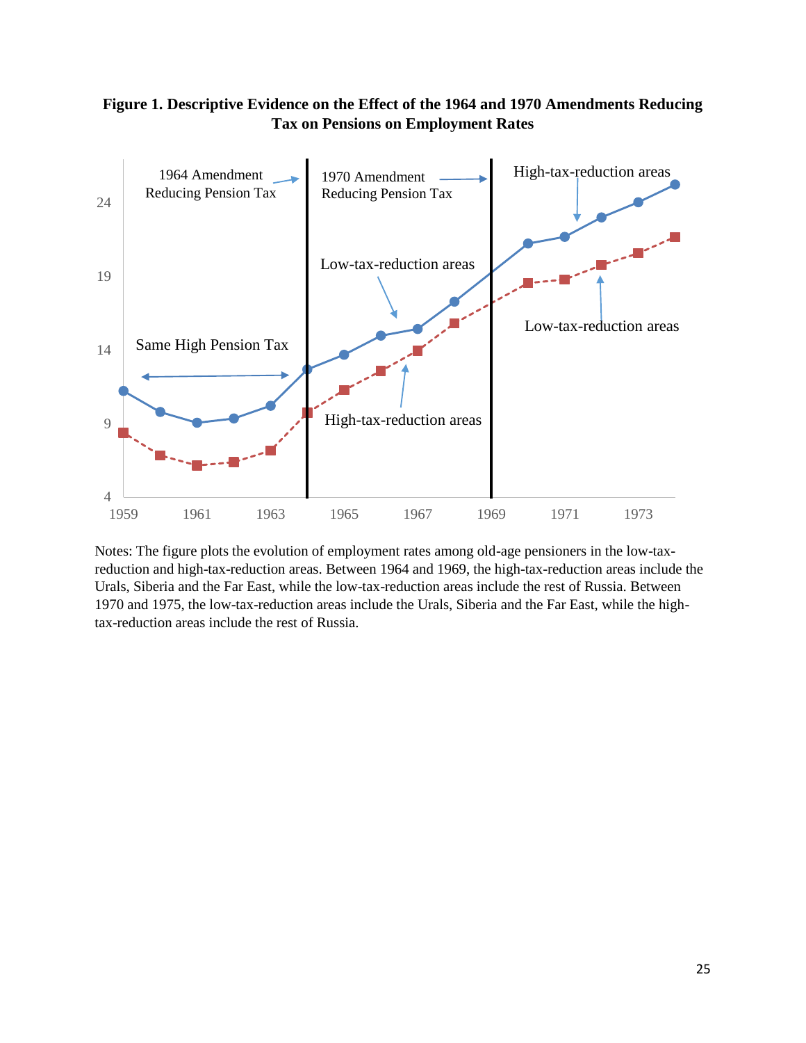**Figure 1. Descriptive Evidence on the Effect of the 1964 and 1970 Amendments Reducing Tax on Pensions on Employment Rates**

Notes: The figure plots the evolution of employment rates among old-age pensioners in the low-tax-reduction and high-tax-reduction areas. Between 1964 and 1969, the high-tax-reduction areas include the Urals, Siberia and the Far East, while the low-tax-reduction areas include the rest of Russia. Between 1970 and 1975, the low-tax-reduction areas include the Urals, Siberia and the Far East, while the high-tax-reduction areas include the rest of Russia.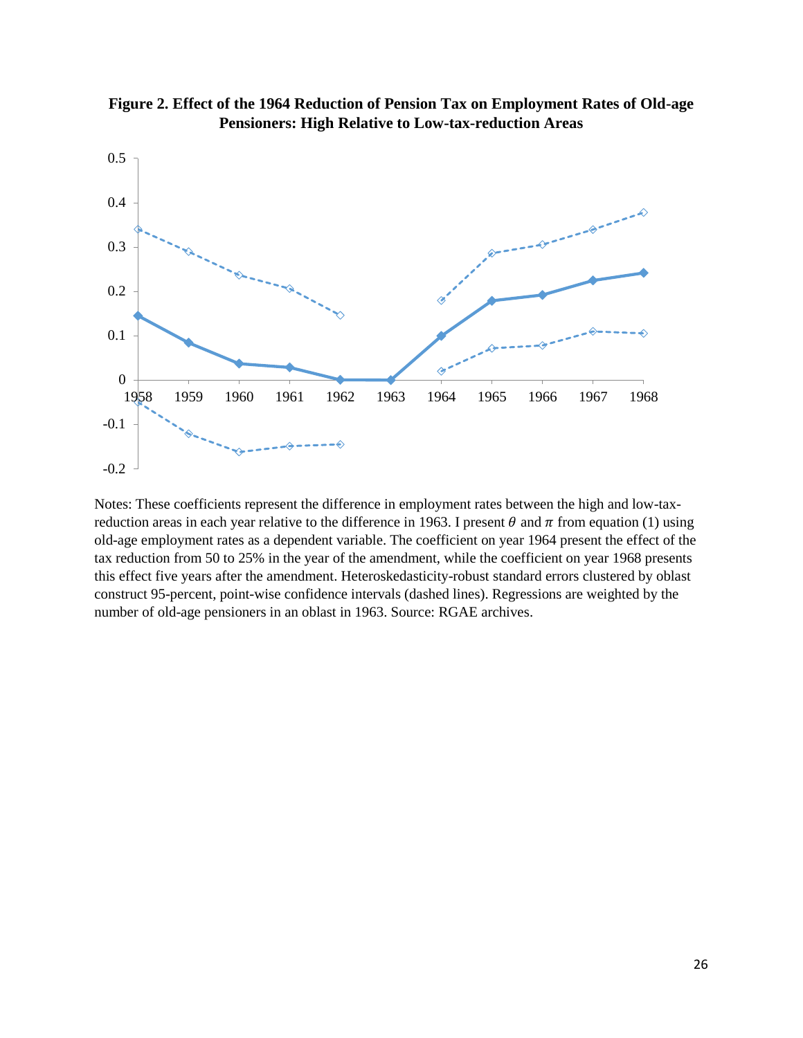**Figure 2. Effect of the 1964 Reduction of Pension Tax on Employment Rates of Old-age Pensioners: High Relative to Low-tax-reduction Areas**

Notes: These coefficients represent the difference in employment rates between the high and low-tax-reduction areas in each year relative to the difference in 1963. I present $\theta$ and $\pi$ from equation (1) using old-age employment rates as a dependent variable. The coefficient on year 1964 present the effect of the tax reduction from 50 to 25% in the year of the amendment, while the coefficient on year 1968 presents this effect five years after the amendment. Heteroskedasticity-robust standard errors clustered by oblast construct 95-percent, point-wise confidence intervals (dashed lines). Regressions are weighted by the number of old-age pensioners in an oblast in 1963. Source: RGAE archives.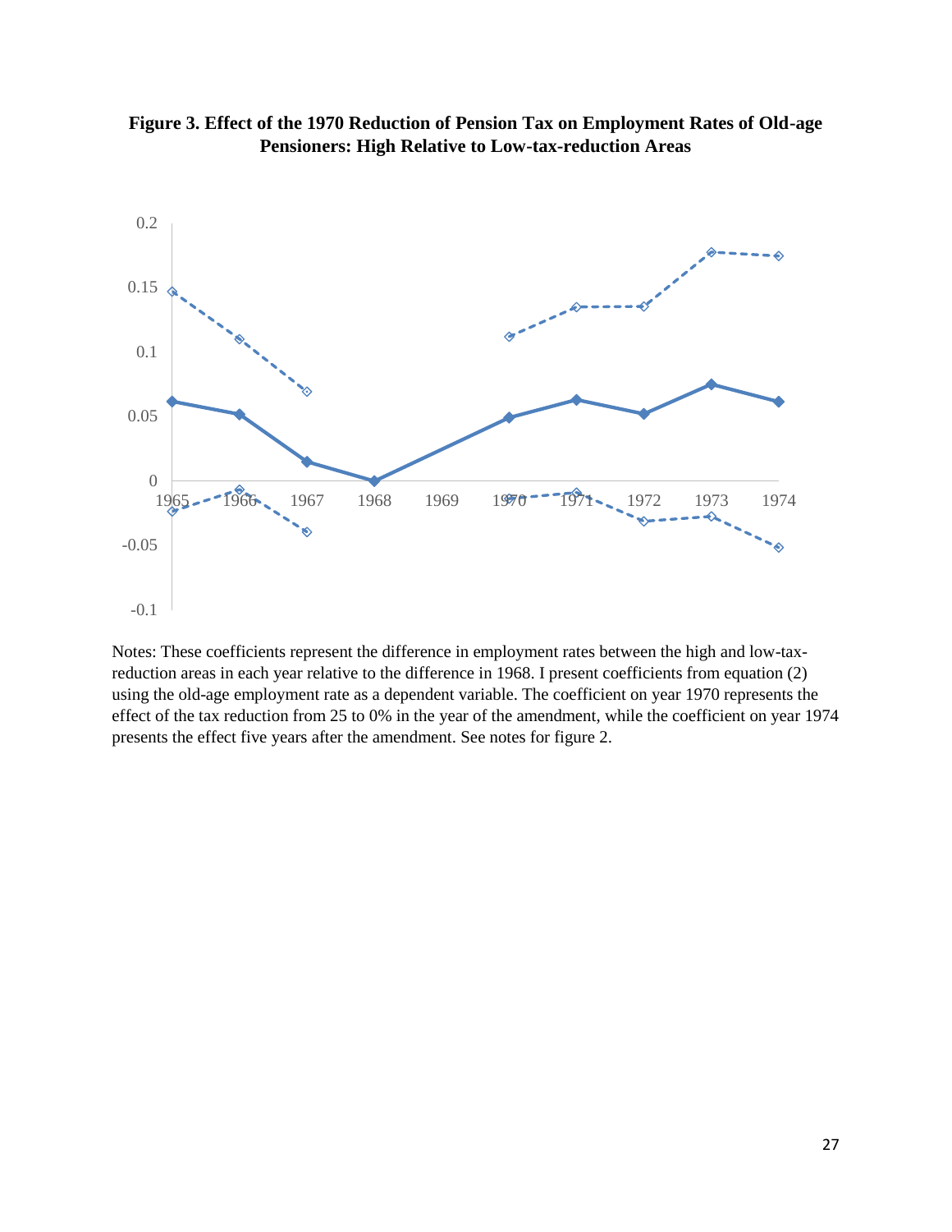**Figure 3. Effect of the 1970 Reduction of Pension Tax on Employment Rates of Old-age Pensioners: High Relative to Low-tax-reduction Areas**

Notes: These coefficients represent the difference in employment rates between the high and low-tax-reduction areas in each year relative to the difference in 1968. I present coefficients from equation (2) using the old-age employment rate as a dependent variable. The coefficient on year 1970 represents the effect of the tax reduction from 25 to 0% in the year of the amendment, while the coefficient on year 1974 presents the effect five years after the amendment. See notes for figure 2.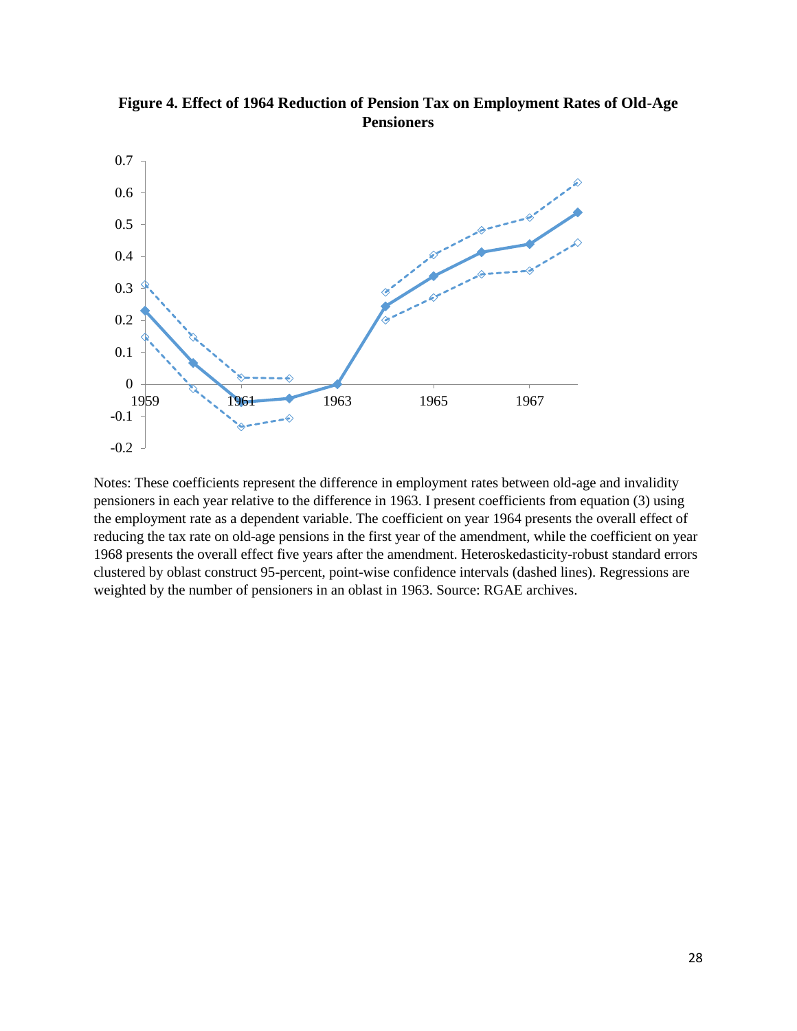**Figure 4. Effect of 1964 Reduction of Pension Tax on Employment Rates of Old-Age Pensioners**

Notes: These coefficients represent the difference in employment rates between old-age and invalidity pensioners in each year relative to the difference in 1963. I present coefficients from equation (3) using the employment rate as a dependent variable. The coefficient on year 1964 presents the overall effect of reducing the tax rate on old-age pensions in the first year of the amendment, while the coefficient on year 1968 presents the overall effect five years after the amendment. Heteroskedasticity-robust standard errors clustered by oblast construct 95-percent, point-wise confidence intervals (dashed lines). Regressions are weighted by the number of pensioners in an oblast in 1963. Source: RGAE archives.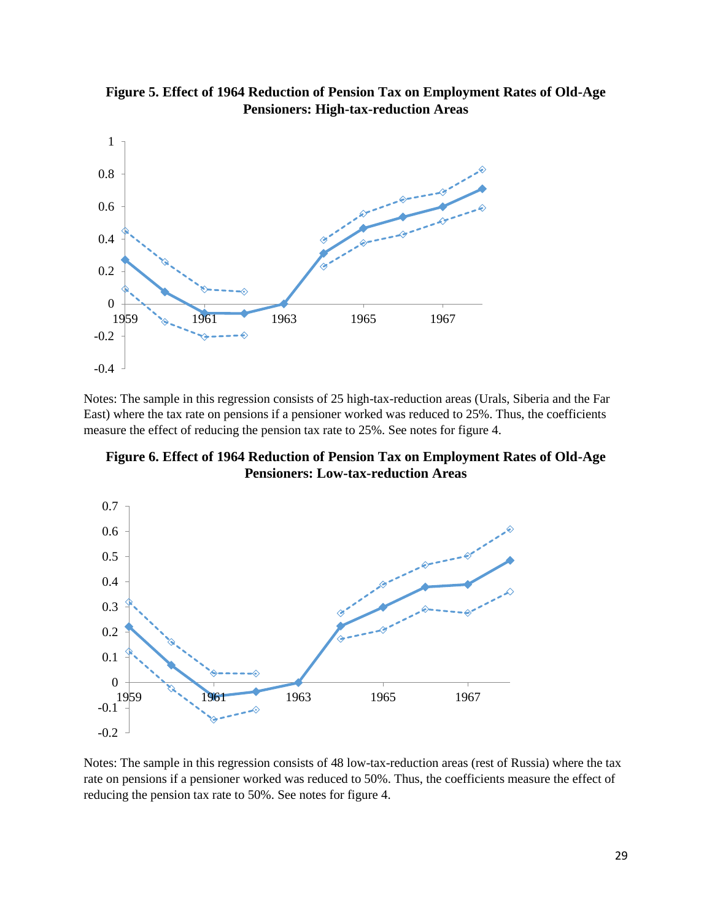**Figure 5. Effect of 1964 Reduction of Pension Tax on Employment Rates of Old-Age Pensioners: High-tax-reduction Areas**

Notes: The sample in this regression consists of 25 high-tax-reduction areas (Urals, Siberia and the Far East) where the tax rate on pensions if a pensioner worked was reduced to 25%. Thus, the coefficients measure the effect of reducing the pension tax rate to 25%. See notes for figure 4.

**Figure 6. Effect of 1964 Reduction of Pension Tax on Employment Rates of Old-Age Pensioners: Low-tax-reduction Areas**

Notes: The sample in this regression consists of 48 low-tax-reduction areas (rest of Russia) where the tax rate on pensions if a pensioner worked was reduced to 50%. Thus, the coefficients measure the effect of reducing the pension tax rate to 50%. See notes for figure 4.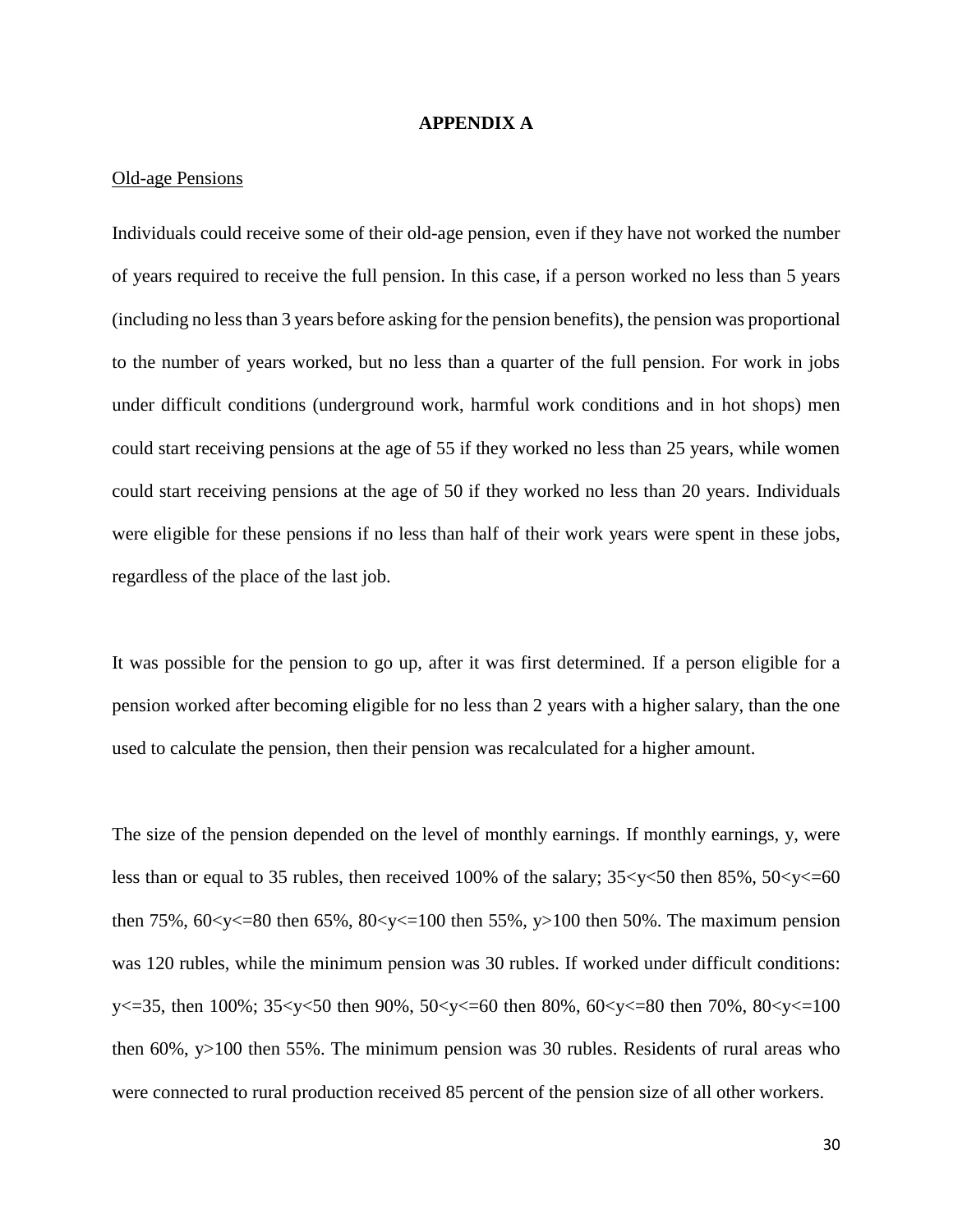# APPENDIX A

Old-age Pensions

Individuals could receive some of their old-age pension, even if they have not worked the number of years required to receive the full pension. In this case, if a person worked no less than 5 years (including no less than 3 years before asking for the pension benefits), the pension was proportional to the number of years worked, but no less than a quarter of the full pension. For work in jobs under difficult conditions (underground work, harmful work conditions and in hot shops) men could start receiving pensions at the age of 55 if they worked no less than 25 years, while women could start receiving pensions at the age of 50 if they worked no less than 20 years. Individuals were eligible for these pensions if no less than half of their work years were spent in these jobs, regardless of the place of the last job.

It was possible for the pension to go up, after it was first determined. If a person eligible for a pension worked after becoming eligible for no less than 2 years with a higher salary, than the one used to calculate the pension, then their pension was recalculated for a higher amount.

The size of the pension depended on the level of monthly earnings. If monthly earnings, $y$, were less than or equal to 35 rubles, then received 100% of the salary; $35<y<50$ then 85%, $50<y<=60$ then 75%, $60<y<=80$ then 65%, $80<y<=100$ then 55%, $y>100$ then 50%. The maximum pension was 120 rubles, while the minimum pension was 30 rubles. If worked under difficult conditions: $y<=35$, then 100%; $35<y<50$ then 90%, $50<y<=60$ then 80%, $60<y<=80$ then 70%, $80<y<=100$ then 60%, $y>100$ then 55%. The minimum pension was 30 rubles. Residents of rural areas who were connected to rural production received 85 percent of the pension size of all other workers.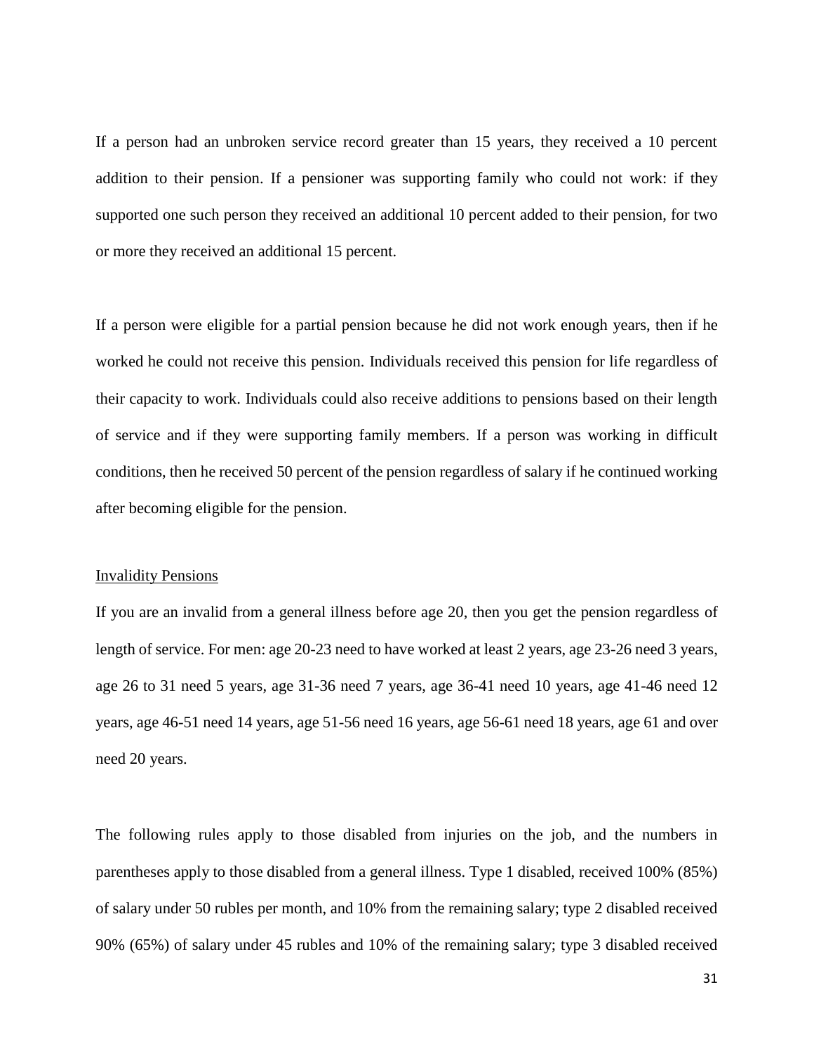If a person had an unbroken service record greater than 15 years, they received a 10 percent addition to their pension. If a pensioner was supporting family who could not work: if they supported one such person they received an additional 10 percent added to their pension, for two or more they received an additional 15 percent.

If a person were eligible for a partial pension because he did not work enough years, then if he worked he could not receive this pension. Individuals received this pension for life regardless of their capacity to work. Individuals could also receive additions to pensions based on their length of service and if they were supporting family members. If a person was working in difficult conditions, then he received 50 percent of the pension regardless of salary if he continued working after becoming eligible for the pension.

Invalidity Pensions

If you are an invalid from a general illness before age 20, then you get the pension regardless of length of service. For men: age 20-23 need to have worked at least 2 years, age 23-26 need 3 years, age 26 to 31 need 5 years, age 31-36 need 7 years, age 36-41 need 10 years, age 41-46 need 12 years, age 46-51 need 14 years, age 51-56 need 16 years, age 56-61 need 18 years, age 61 and over need 20 years.

The following rules apply to those disabled from injuries on the job, and the numbers in parentheses apply to those disabled from a general illness. Type 1 disabled, received 100% (85%) of salary under 50 rubles per month, and 10% from the remaining salary; type 2 disabled received 90% (65%) of salary under 45 rubles and 10% of the remaining salary; type 3 disabled received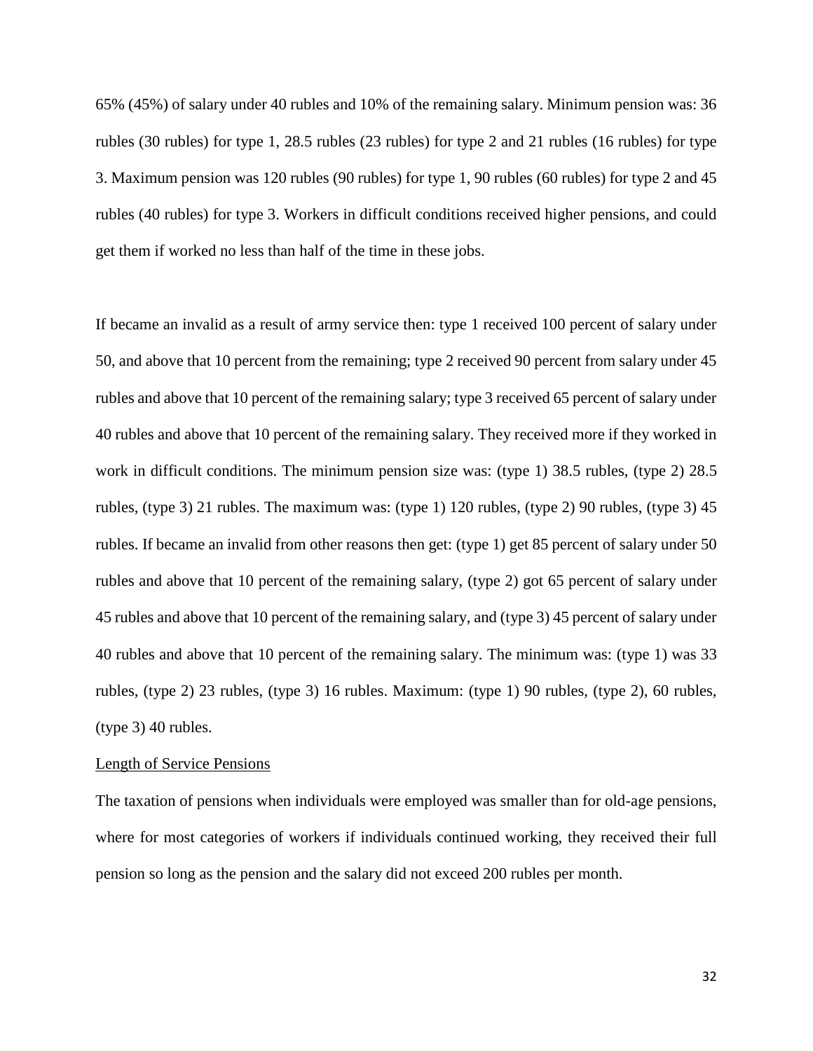65% (45%) of salary under 40 rubles and 10% of the remaining salary. Minimum pension was: 36 rubles (30 rubles) for type 1, 28.5 rubles (23 rubles) for type 2 and 21 rubles (16 rubles) for type 3. Maximum pension was 120 rubles (90 rubles) for type 1, 90 rubles (60 rubles) for type 2 and 45 rubles (40 rubles) for type 3. Workers in difficult conditions received higher pensions, and could get them if worked no less than half of the time in these jobs.

If became an invalid as a result of army service then: type 1 received 100 percent of salary under 50, and above that 10 percent from the remaining; type 2 received 90 percent from salary under 45 rubles and above that 10 percent of the remaining salary; type 3 received 65 percent of salary under 40 rubles and above that 10 percent of the remaining salary. They received more if they worked in work in difficult conditions. The minimum pension size was: (type 1) 38.5 rubles, (type 2) 28.5 rubles, (type 3) 21 rubles. The maximum was: (type 1) 120 rubles, (type 2) 90 rubles, (type 3) 45 rubles. If became an invalid from other reasons then get: (type 1) get 85 percent of salary under 50 rubles and above that 10 percent of the remaining salary, (type 2) got 65 percent of salary under 45 rubles and above that 10 percent of the remaining salary, and (type 3) 45 percent of salary under 40 rubles and above that 10 percent of the remaining salary. The minimum was: (type 1) was 33 rubles, (type 2) 23 rubles, (type 3) 16 rubles. Maximum: (type 1) 90 rubles, (type 2), 60 rubles, (type 3) 40 rubles.

<u>Length of Service Pensions</u>

The taxation of pensions when individuals were employed was smaller than for old-age pensions, where for most categories of workers if individuals continued working, they received their full pension so long as the pension and the salary did not exceed 200 rubles per month.